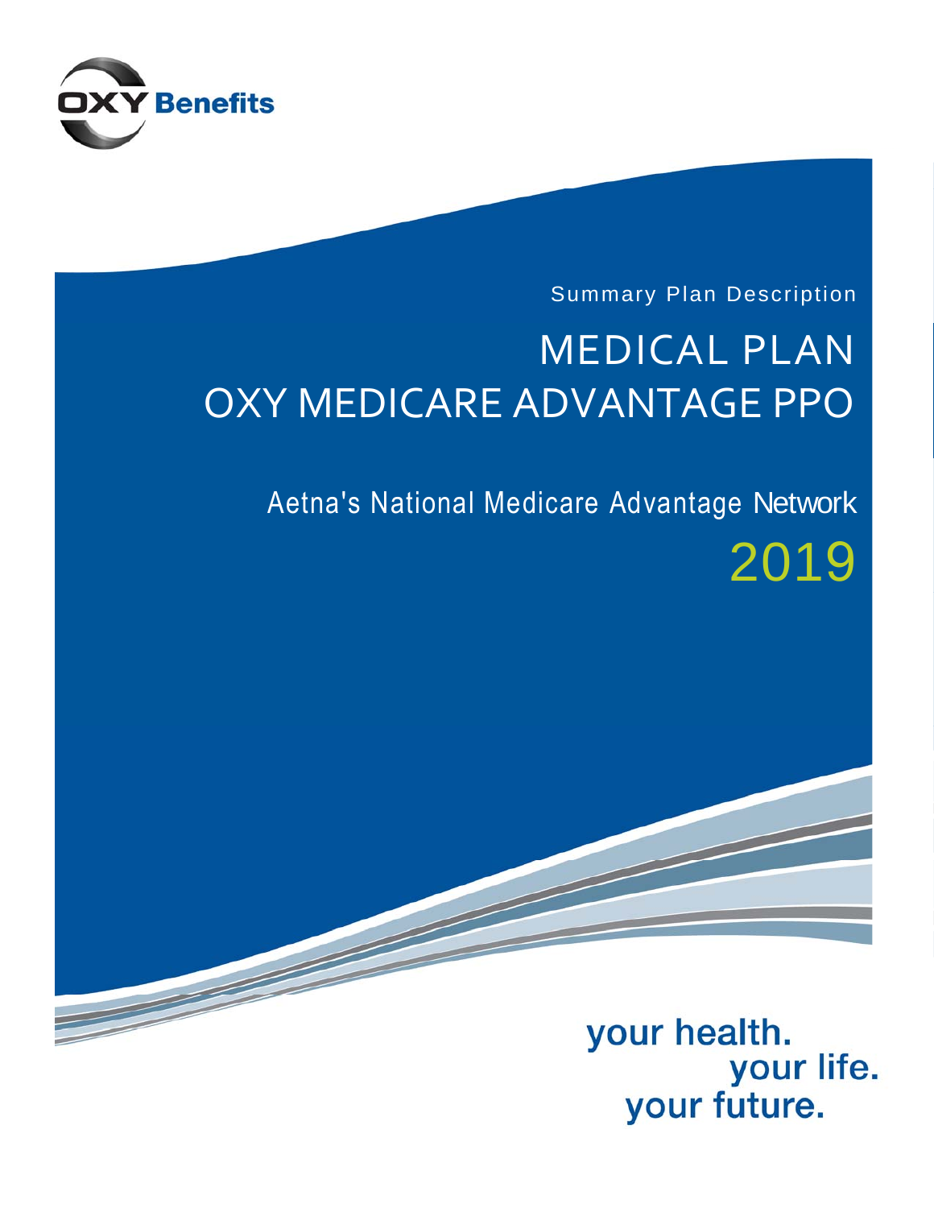OXY Benefits

Summary Plan Description

# MEDICAL PLAN
# OXY MEDICARE ADVANTAGE PPO

## Aetna's National Medicare Advantage Network

## 2019

your health.
your life.
your future.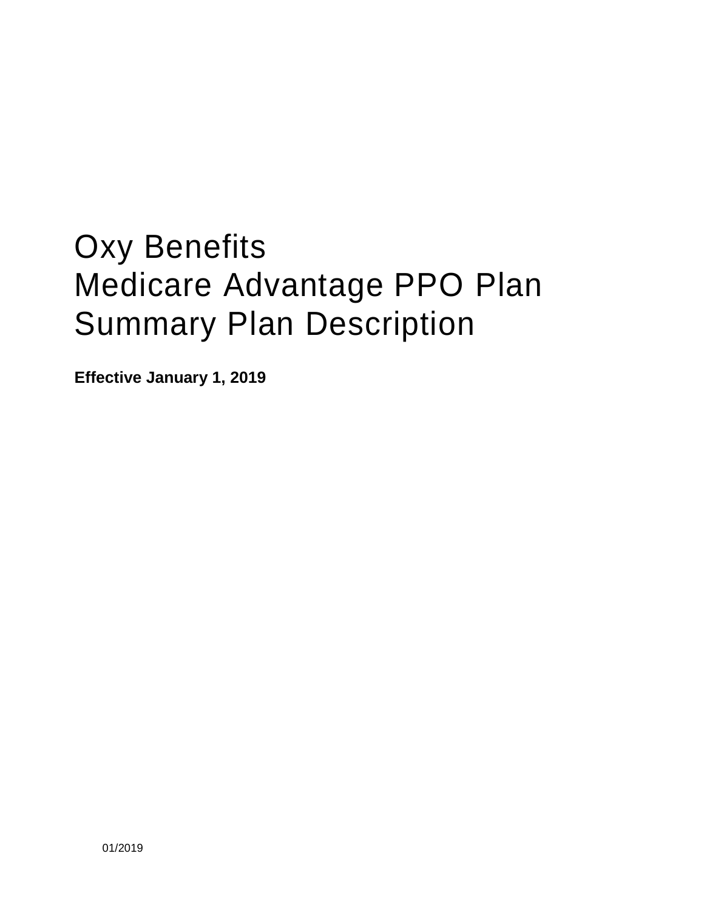# Oxy Benefits
# Medicare Advantage PPO Plan
# Summary Plan Description

**Effective January 1, 2019**

01/2019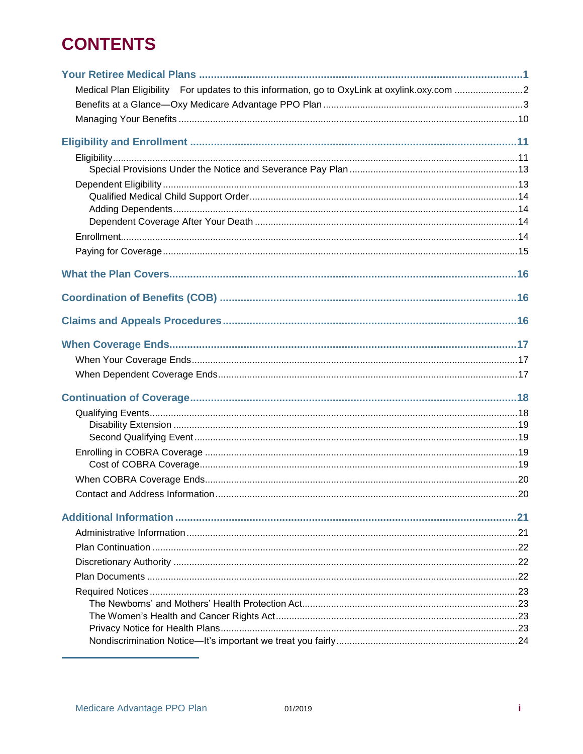# CONTENTS

**Your Retiree Medical Plans** .......... 1
- Medical Plan Eligibility For updates to this information, go to OxyLink at oxylink.oxy.com .......... 2
- Benefits at a Glance—Oxy Medicare Advantage PPO Plan .......... 3
- Managing Your Benefits .......... 10

**Eligibility and Enrollment** .......... 11
- Eligibility .......... 11
  - Special Provisions Under the Notice and Severance Pay Plan .......... 13
- Dependent Eligibility .......... 13
  - Qualified Medical Child Support Order .......... 14
  - Adding Dependents .......... 14
  - Dependent Coverage After Your Death .......... 14
- Enrollment .......... 14
- Paying for Coverage .......... 15

**What the Plan Covers** .......... 16

**Coordination of Benefits (COB)** .......... 16

**Claims and Appeals Procedures** .......... 16

**When Coverage Ends** .......... 17
- When Your Coverage Ends .......... 17
- When Dependent Coverage Ends .......... 17

**Continuation of Coverage** .......... 18
- Qualifying Events .......... 18
  - Disability Extension .......... 19
  - Second Qualifying Event .......... 19
- Enrolling in COBRA Coverage .......... 19
  - Cost of COBRA Coverage .......... 19
- When COBRA Coverage Ends .......... 20
- Contact and Address Information .......... 20

**Additional Information** .......... 21
- Administrative Information .......... 21
- Plan Continuation .......... 22
- Discretionary Authority .......... 22
- Plan Documents .......... 22
- Required Notices .......... 23
  - The Newborns' and Mothers' Health Protection Act .......... 23
  - The Women's Health and Cancer Rights Act .......... 23
  - Privacy Notice for Health Plans .......... 23
  - Nondiscrimination Notice—It's important we treat you fairly .......... 24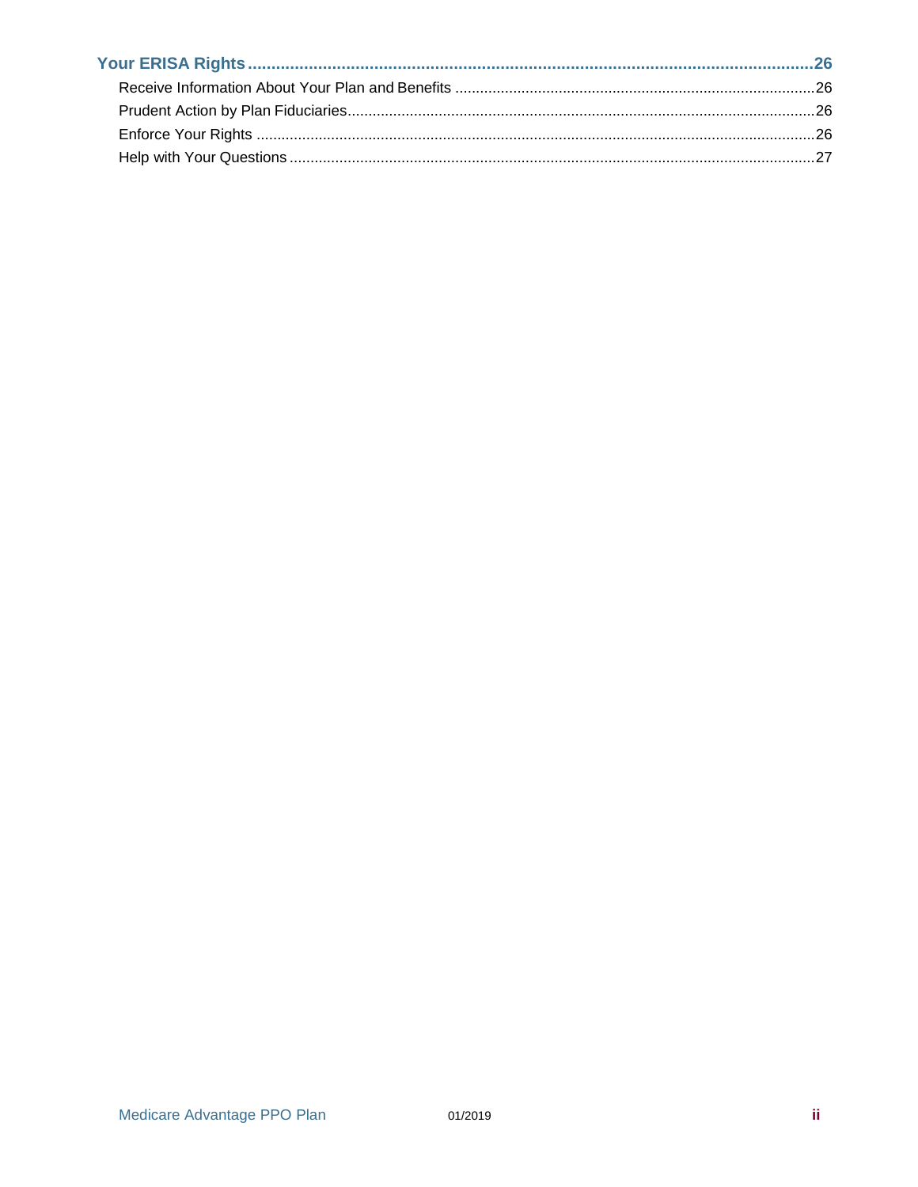**Your ERISA Rights** .......... 26

- Receive Information About Your Plan and Benefits .......... 26
- Prudent Action by Plan Fiduciaries .......... 26
- Enforce Your Rights .......... 26
- Help with Your Questions .......... 27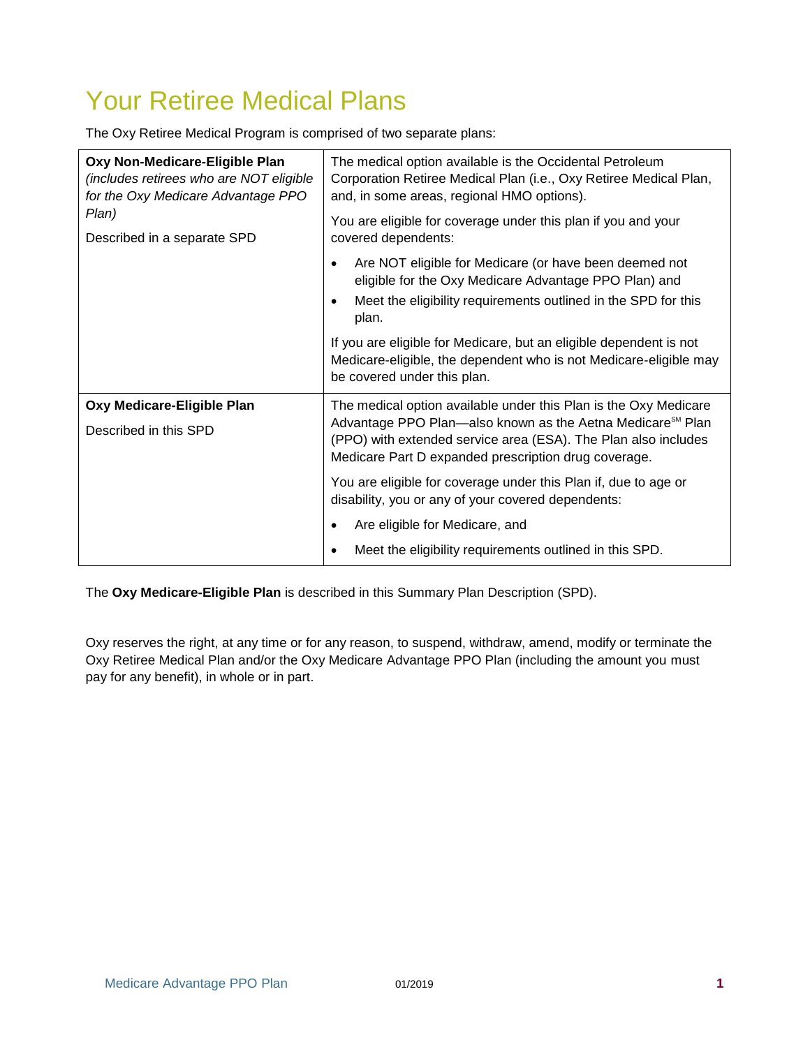# Your Retiree Medical Plans

The Oxy Retiree Medical Program is comprised of two separate plans:

| | |
|---|---|
| **Oxy Non-Medicare-Eligible Plan** *(includes retirees who are NOT eligible for the Oxy Medicare Advantage PPO Plan)*<br><br>Described in a separate SPD | The medical option available is the Occidental Petroleum Corporation Retiree Medical Plan (i.e., Oxy Retiree Medical Plan, and, in some areas, regional HMO options).<br><br>You are eligible for coverage under this plan if you and your covered dependents:<br><br>• Are NOT eligible for Medicare (or have been deemed not eligible for the Oxy Medicare Advantage PPO Plan) and<br>• Meet the eligibility requirements outlined in the SPD for this plan.<br><br>If you are eligible for Medicare, but an eligible dependent is not Medicare-eligible, the dependent who is not Medicare-eligible may be covered under this plan. |
| **Oxy Medicare-Eligible Plan**<br><br>Described in this SPD | The medical option available under this Plan is the Oxy Medicare Advantage PPO Plan—also known as the Aetna Medicare℠ Plan (PPO) with extended service area (ESA). The Plan also includes Medicare Part D expanded prescription drug coverage.<br><br>You are eligible for coverage under this Plan if, due to age or disability, you or any of your covered dependents:<br><br>• Are eligible for Medicare, and<br>• Meet the eligibility requirements outlined in this SPD. |

The **Oxy Medicare-Eligible Plan** is described in this Summary Plan Description (SPD).

Oxy reserves the right, at any time or for any reason, to suspend, withdraw, amend, modify or terminate the Oxy Retiree Medical Plan and/or the Oxy Medicare Advantage PPO Plan (including the amount you must pay for any benefit), in whole or in part.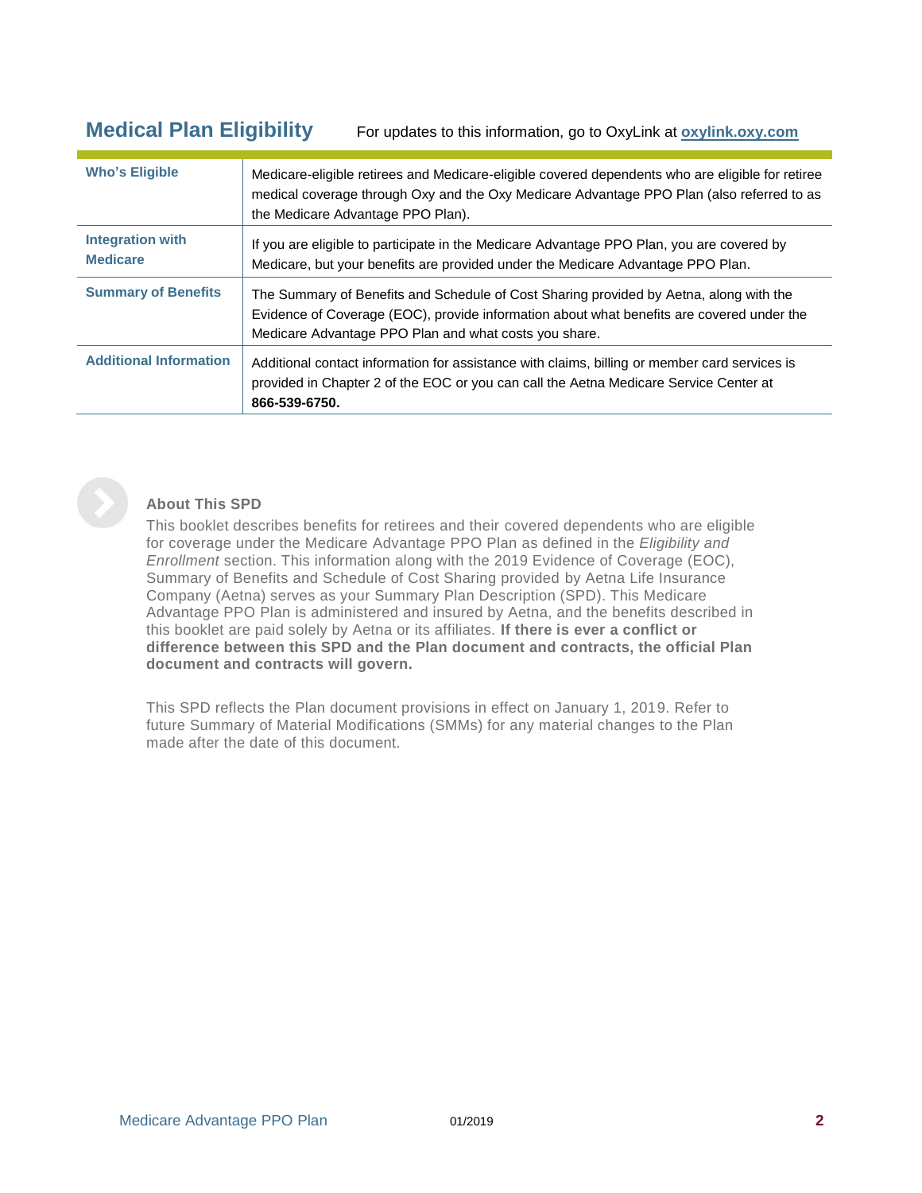## Medical Plan Eligibility

For updates to this information, go to OxyLink at **oxylink.oxy.com**

| | |
|---|---|
| **Who's Eligible** | Medicare-eligible retirees and Medicare-eligible covered dependents who are eligible for retiree medical coverage through Oxy and the Oxy Medicare Advantage PPO Plan (also referred to as the Medicare Advantage PPO Plan). |
| **Integration with Medicare** | If you are eligible to participate in the Medicare Advantage PPO Plan, you are covered by Medicare, but your benefits are provided under the Medicare Advantage PPO Plan. |
| **Summary of Benefits** | The Summary of Benefits and Schedule of Cost Sharing provided by Aetna, along with the Evidence of Coverage (EOC), provide information about what benefits are covered under the Medicare Advantage PPO Plan and what costs you share. |
| **Additional Information** | Additional contact information for assistance with claims, billing or member card services is provided in Chapter 2 of the EOC or you can call the Aetna Medicare Service Center at **866-539-6750.** |

### About This SPD

This booklet describes benefits for retirees and their covered dependents who are eligible for coverage under the Medicare Advantage PPO Plan as defined in the *Eligibility and Enrollment* section. This information along with the 2019 Evidence of Coverage (EOC), Summary of Benefits and Schedule of Cost Sharing provided by Aetna Life Insurance Company (Aetna) serves as your Summary Plan Description (SPD). This Medicare Advantage PPO Plan is administered and insured by Aetna, and the benefits described in this booklet are paid solely by Aetna or its affiliates. **If there is ever a conflict or difference between this SPD and the Plan document and contracts, the official Plan document and contracts will govern.**

This SPD reflects the Plan document provisions in effect on January 1, 2019. Refer to future Summary of Material Modifications (SMMs) for any material changes to the Plan made after the date of this document.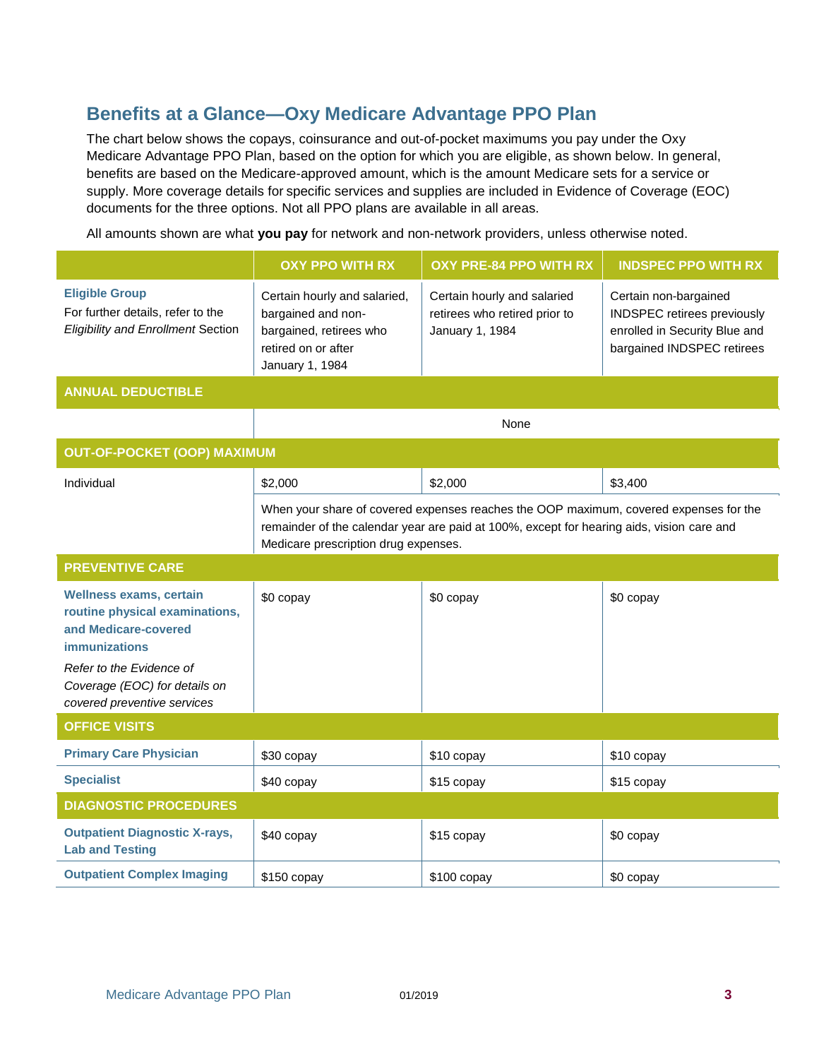## Benefits at a Glance—Oxy Medicare Advantage PPO Plan

The chart below shows the copays, coinsurance and out-of-pocket maximums you pay under the Oxy Medicare Advantage PPO Plan, based on the option for which you are eligible, as shown below. In general, benefits are based on the Medicare-approved amount, which is the amount Medicare sets for a service or supply. More coverage details for specific services and supplies are included in Evidence of Coverage (EOC) documents for the three options. Not all PPO plans are available in all areas.

All amounts shown are what **you pay** for network and non-network providers, unless otherwise noted.

| | OXY PPO WITH RX | OXY PRE-84 PPO WITH RX | INDSPEC PPO WITH RX |
|---|---|---|---|
| **Eligible Group**<br>For further details, refer to the *Eligibility and Enrollment* Section | Certain hourly and salaried, bargained and non-bargained, retirees who retired on or after January 1, 1984 | Certain hourly and salaried retirees who retired prior to January 1, 1984 | Certain non-bargained INDSPEC retirees previously enrolled in Security Blue and bargained INDSPEC retirees |
| **ANNUAL DEDUCTIBLE** | | | |
| | None | | |
| **OUT-OF-POCKET (OOP) MAXIMUM** | | | |
| Individual | $2,000 | $2,000 | $3,400 |
| | When your share of covered expenses reaches the OOP maximum, covered expenses for the remainder of the calendar year are paid at 100%, except for hearing aids, vision care and Medicare prescription drug expenses. | | |
| **PREVENTIVE CARE** | | | |
| **Wellness exams, certain routine physical examinations, and Medicare-covered immunizations**<br>*Refer to the Evidence of Coverage (EOC) for details on covered preventive services* | $0 copay | $0 copay | $0 copay |
| **OFFICE VISITS** | | | |
| **Primary Care Physician** | $30 copay | $10 copay | $10 copay |
| **Specialist** | $40 copay | $15 copay | $15 copay |
| **DIAGNOSTIC PROCEDURES** | | | |
| **Outpatient Diagnostic X-rays, Lab and Testing** | $40 copay | $15 copay | $0 copay |
| **Outpatient Complex Imaging** | $150 copay | $100 copay | $0 copay |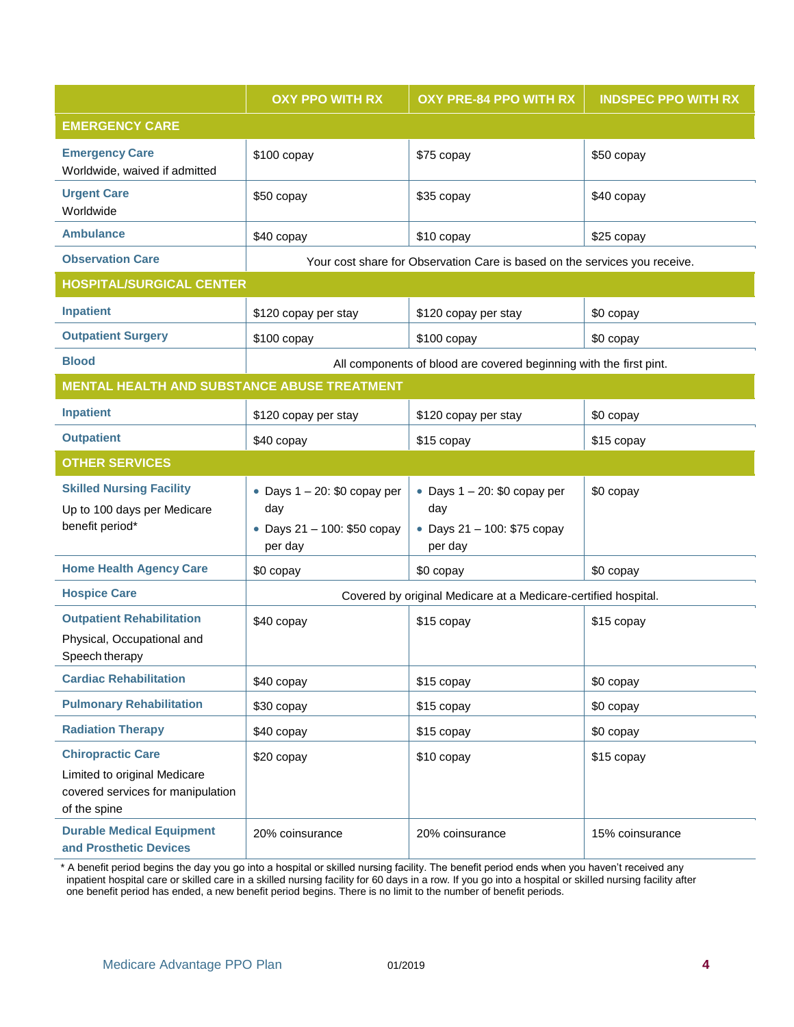| | OXY PPO WITH RX | OXY PRE-84 PPO WITH RX | INDSPEC PPO WITH RX |
|---|---|---|---|
| **EMERGENCY CARE** | | | |
| **Emergency Care**<br>Worldwide, waived if admitted | $100 copay | $75 copay | $50 copay |
| **Urgent Care**<br>Worldwide | $50 copay | $35 copay | $40 copay |
| **Ambulance** | $40 copay | $10 copay | $25 copay |
| **Observation Care** | Your cost share for Observation Care is based on the services you receive. | | |
| **HOSPITAL/SURGICAL CENTER** | | | |
| **Inpatient** | $120 copay per stay | $120 copay per stay | $0 copay |
| **Outpatient Surgery** | $100 copay | $100 copay | $0 copay |
| **Blood** | All components of blood are covered beginning with the first pint. | | |
| **MENTAL HEALTH AND SUBSTANCE ABUSE TREATMENT** | | | |
| **Inpatient** | $120 copay per stay | $120 copay per stay | $0 copay |
| **Outpatient** | $40 copay | $15 copay | $15 copay |
| **OTHER SERVICES** | | | |
| **Skilled Nursing Facility**<br>Up to 100 days per Medicare benefit period* | • Days 1 – 20: $0 copay per day<br>• Days 21 – 100: $50 copay per day | • Days 1 – 20: $0 copay per day<br>• Days 21 – 100: $75 copay per day | $0 copay |
| **Home Health Agency Care** | $0 copay | $0 copay | $0 copay |
| **Hospice Care** | Covered by original Medicare at a Medicare-certified hospital. | | |
| **Outpatient Rehabilitation**<br>Physical, Occupational and Speech therapy | $40 copay | $15 copay | $15 copay |
| **Cardiac Rehabilitation** | $40 copay | $15 copay | $0 copay |
| **Pulmonary Rehabilitation** | $30 copay | $15 copay | $0 copay |
| **Radiation Therapy** | $40 copay | $15 copay | $0 copay |
| **Chiropractic Care**<br>Limited to original Medicare covered services for manipulation of the spine | $20 copay | $10 copay | $15 copay |
| **Durable Medical Equipment and Prosthetic Devices** | 20% coinsurance | 20% coinsurance | 15% coinsurance |

* A benefit period begins the day you go into a hospital or skilled nursing facility. The benefit period ends when you haven't received any inpatient hospital care or skilled care in a skilled nursing facility for 60 days in a row. If you go into a hospital or skilled nursing facility after one benefit period has ended, a new benefit period begins. There is no limit to the number of benefit periods.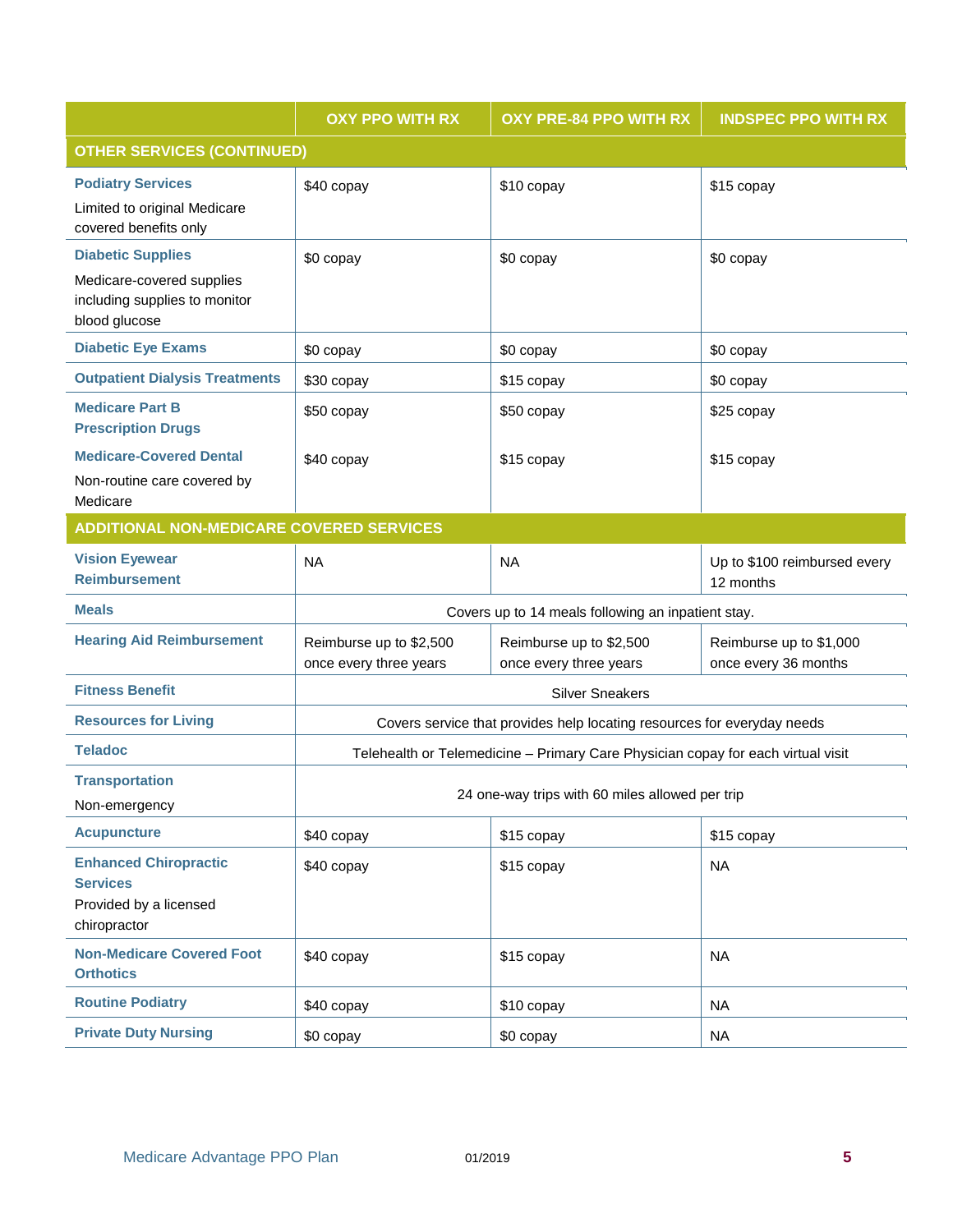| | OXY PPO WITH RX | OXY PRE-84 PPO WITH RX | INDSPEC PPO WITH RX |
|---|---|---|---|
| **OTHER SERVICES (CONTINUED)** | | | |
| **Podiatry Services** Limited to original Medicare covered benefits only | $40 copay | $10 copay | $15 copay |
| **Diabetic Supplies** Medicare-covered supplies including supplies to monitor blood glucose | $0 copay | $0 copay | $0 copay |
| **Diabetic Eye Exams** | $0 copay | $0 copay | $0 copay |
| **Outpatient Dialysis Treatments** | $30 copay | $15 copay | $0 copay |
| **Medicare Part B Prescription Drugs** | $50 copay | $50 copay | $25 copay |
| **Medicare-Covered Dental** Non-routine care covered by Medicare | $40 copay | $15 copay | $15 copay |
| **ADDITIONAL NON-MEDICARE COVERED SERVICES** | | | |
| **Vision Eyewear Reimbursement** | NA | NA | Up to $100 reimbursed every 12 months |
| **Meals** | Covers up to 14 meals following an inpatient stay. | | |
| **Hearing Aid Reimbursement** | Reimburse up to $2,500 once every three years | Reimburse up to $2,500 once every three years | Reimburse up to $1,000 once every 36 months |
| **Fitness Benefit** | Silver Sneakers | | |
| **Resources for Living** | Covers service that provides help locating resources for everyday needs | | |
| **Teladoc** | Telehealth or Telemedicine – Primary Care Physician copay for each virtual visit | | |
| **Transportation** Non-emergency | 24 one-way trips with 60 miles allowed per trip | | |
| **Acupuncture** | $40 copay | $15 copay | $15 copay |
| **Enhanced Chiropractic Services** Provided by a licensed chiropractor | $40 copay | $15 copay | NA |
| **Non-Medicare Covered Foot Orthotics** | $40 copay | $15 copay | NA |
| **Routine Podiatry** | $40 copay | $10 copay | NA |
| **Private Duty Nursing** | $0 copay | $0 copay | NA |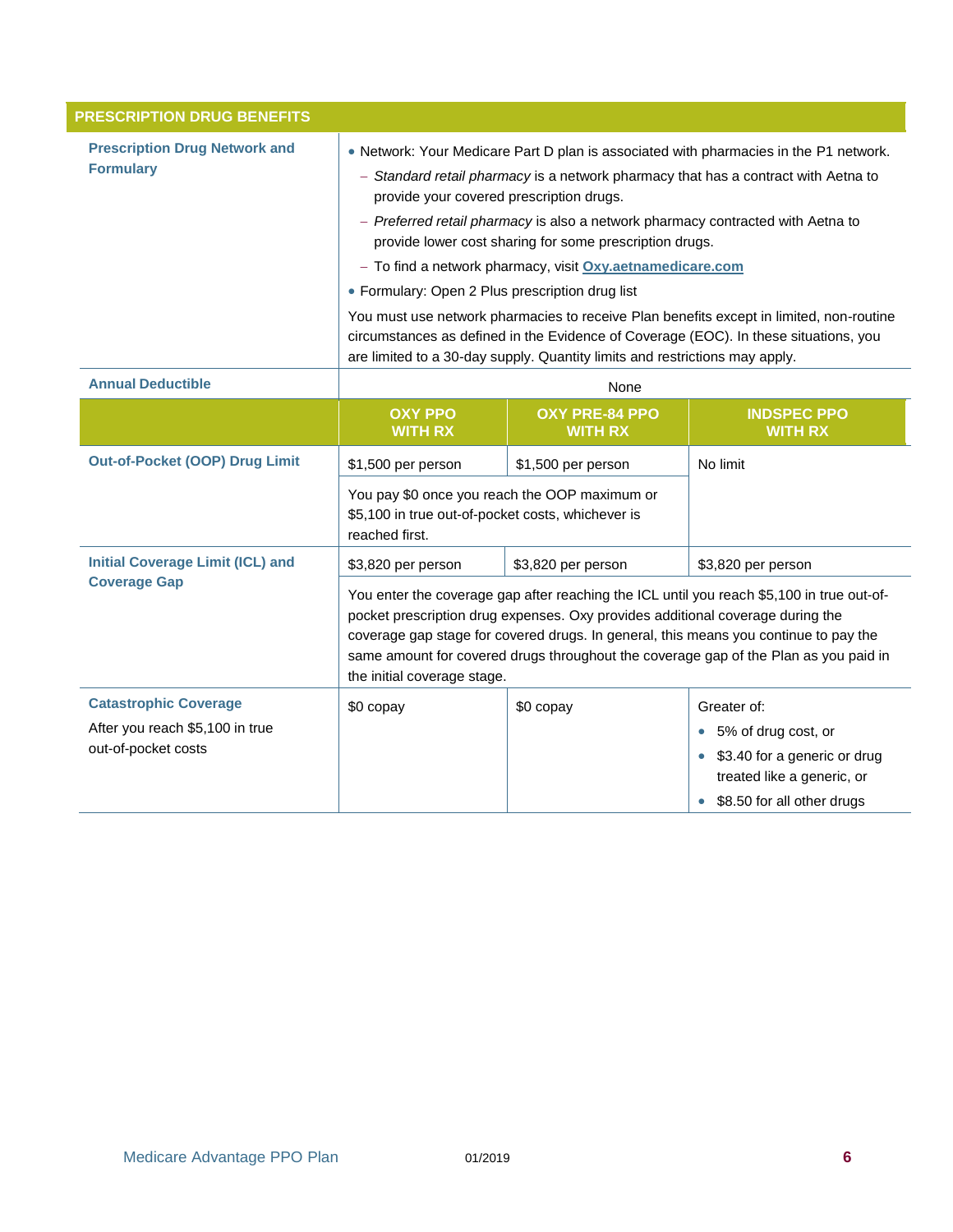## PRESCRIPTION DRUG BENEFITS

| | | | |
|---|---|---|---|
| **Prescription Drug Network and Formulary** | • Network: Your Medicare Part D plan is associated with pharmacies in the P1 network.<br>– *Standard retail pharmacy* is a network pharmacy that has a contract with Aetna to provide your covered prescription drugs.<br>– *Preferred retail pharmacy* is also a network pharmacy contracted with Aetna to provide lower cost sharing for some prescription drugs.<br>– To find a network pharmacy, visit Oxy.aetnamedicare.com<br>• Formulary: Open 2 Plus prescription drug list<br>You must use network pharmacies to receive Plan benefits except in limited, non-routine circumstances as defined in the Evidence of Coverage (EOC). In these situations, you are limited to a 30-day supply. Quantity limits and restrictions may apply. | | |
| **Annual Deductible** | None | | |
| | **OXY PPO WITH RX** | **OXY PRE-84 PPO WITH RX** | **INDSPEC PPO WITH RX** |
| **Out-of-Pocket (OOP) Drug Limit** | $1,500 per person | $1,500 per person | No limit |
| | You pay $0 once you reach the OOP maximum or $5,100 in true out-of-pocket costs, whichever is reached first. | | |
| **Initial Coverage Limit (ICL) and Coverage Gap** | $3,820 per person | $3,820 per person | $3,820 per person |
| | You enter the coverage gap after reaching the ICL until you reach $5,100 in true out-of-pocket prescription drug expenses. Oxy provides additional coverage during the coverage gap stage for covered drugs. In general, this means you continue to pay the same amount for covered drugs throughout the coverage gap of the Plan as you paid in the initial coverage stage. | | |
| **Catastrophic Coverage**<br>After you reach $5,100 in true out-of-pocket costs | $0 copay | $0 copay | Greater of:<br>• 5% of drug cost, or<br>• $3.40 for a generic or drug treated like a generic, or<br>• $8.50 for all other drugs |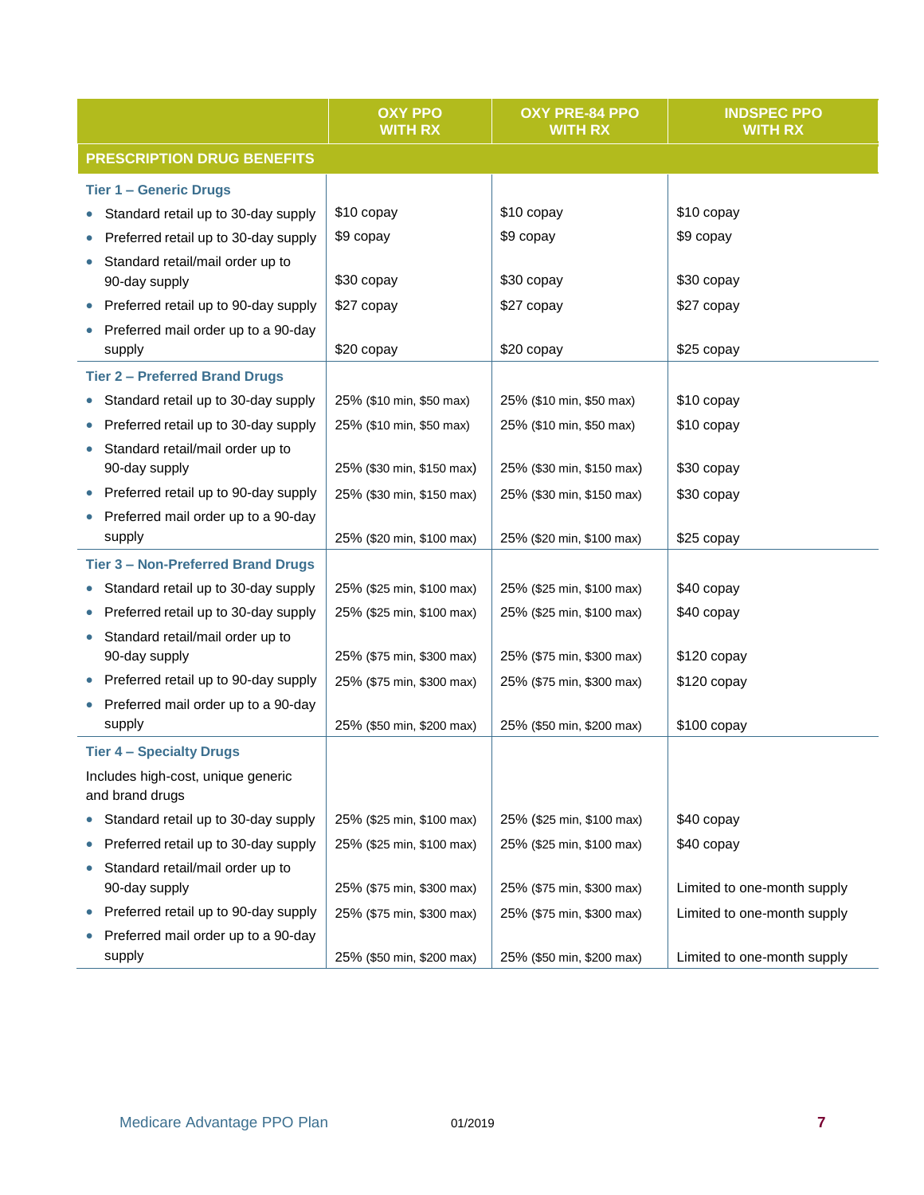| | OXY PPO WITH RX | OXY PRE-84 PPO WITH RX | INDSPEC PPO WITH RX |
|---|---|---|---|
| **PRESCRIPTION DRUG BENEFITS** | | | |
| **Tier 1 – Generic Drugs** | | | |
| • Standard retail up to 30-day supply | $10 copay | $10 copay | $10 copay |
| • Preferred retail up to 30-day supply | $9 copay | $9 copay | $9 copay |
| • Standard retail/mail order up to 90-day supply | $30 copay | $30 copay | $30 copay |
| • Preferred retail up to 90-day supply | $27 copay | $27 copay | $27 copay |
| • Preferred mail order up to a 90-day supply | $20 copay | $20 copay | $25 copay |
| **Tier 2 – Preferred Brand Drugs** | | | |
| • Standard retail up to 30-day supply | 25% ($10 min, $50 max) | 25% ($10 min, $50 max) | $10 copay |
| • Preferred retail up to 30-day supply | 25% ($10 min, $50 max) | 25% ($10 min, $50 max) | $10 copay |
| • Standard retail/mail order up to 90-day supply | 25% ($30 min, $150 max) | 25% ($30 min, $150 max) | $30 copay |
| • Preferred retail up to 90-day supply | 25% ($30 min, $150 max) | 25% ($30 min, $150 max) | $30 copay |
| • Preferred mail order up to a 90-day supply | 25% ($20 min, $100 max) | 25% ($20 min, $100 max) | $25 copay |
| **Tier 3 – Non-Preferred Brand Drugs** | | | |
| • Standard retail up to 30-day supply | 25% ($25 min, $100 max) | 25% ($25 min, $100 max) | $40 copay |
| • Preferred retail up to 30-day supply | 25% ($25 min, $100 max) | 25% ($25 min, $100 max) | $40 copay |
| • Standard retail/mail order up to 90-day supply | 25% ($75 min, $300 max) | 25% ($75 min, $300 max) | $120 copay |
| • Preferred retail up to 90-day supply | 25% ($75 min, $300 max) | 25% ($75 min, $300 max) | $120 copay |
| • Preferred mail order up to a 90-day supply | 25% ($50 min, $200 max) | 25% ($50 min, $200 max) | $100 copay |
| **Tier 4 – Specialty Drugs** | | | |
| Includes high-cost, unique generic and brand drugs | | | |
| • Standard retail up to 30-day supply | 25% ($25 min, $100 max) | 25% ($25 min, $100 max) | $40 copay |
| • Preferred retail up to 30-day supply | 25% ($25 min, $100 max) | 25% ($25 min, $100 max) | $40 copay |
| • Standard retail/mail order up to 90-day supply | 25% ($75 min, $300 max) | 25% ($75 min, $300 max) | Limited to one-month supply |
| • Preferred retail up to 90-day supply | 25% ($75 min, $300 max) | 25% ($75 min, $300 max) | Limited to one-month supply |
| • Preferred mail order up to a 90-day supply | 25% ($50 min, $200 max) | 25% ($50 min, $200 max) | Limited to one-month supply |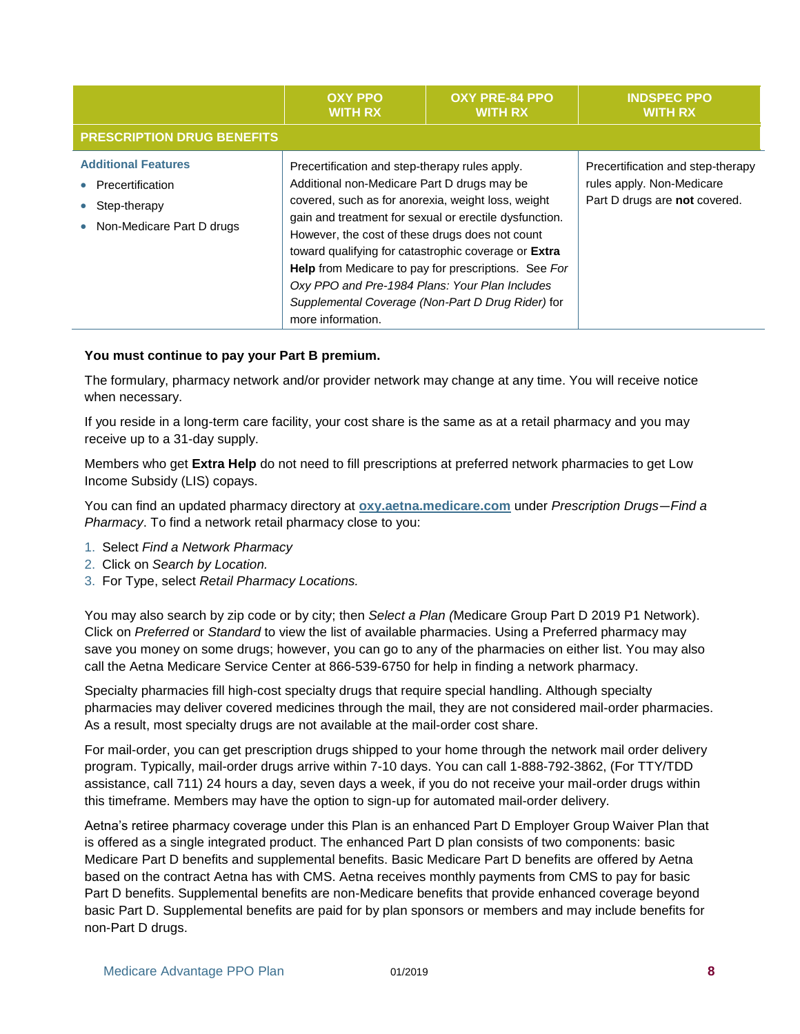| | OXY PPO WITH RX | OXY PRE-84 PPO WITH RX | INDSPEC PPO WITH RX |
|---|---|---|---|
| **PRESCRIPTION DRUG BENEFITS** | | | |
| **Additional Features**<br>• Precertification<br>• Step-therapy<br>• Non-Medicare Part D drugs | Precertification and step-therapy rules apply. Additional non-Medicare Part D drugs may be covered, such as for anorexia, weight loss, weight gain and treatment for sexual or erectile dysfunction. However, the cost of these drugs does not count toward qualifying for catastrophic coverage or **Extra Help** from Medicare to pay for prescriptions. See *For Oxy PPO and Pre-1984 Plans: Your Plan Includes Supplemental Coverage (Non-Part D Drug Rider)* for more information. | | Precertification and step-therapy rules apply. Non-Medicare Part D drugs are **not** covered. |

**You must continue to pay your Part B premium.**

The formulary, pharmacy network and/or provider network may change at any time. You will receive notice when necessary.

If you reside in a long-term care facility, your cost share is the same as at a retail pharmacy and you may receive up to a 31-day supply.

Members who get **Extra Help** do not need to fill prescriptions at preferred network pharmacies to get Low Income Subsidy (LIS) copays.

You can find an updated pharmacy directory at **oxy.aetna.medicare.com** under *Prescription Drugs—Find a Pharmacy*. To find a network retail pharmacy close to you:

1. Select *Find a Network Pharmacy*
2. Click on *Search by Location.*
3. For Type, select *Retail Pharmacy Locations.*

You may also search by zip code or by city; then *Select a Plan (*Medicare Group Part D 2019 P1 Network). Click on *Preferred* or *Standard* to view the list of available pharmacies. Using a Preferred pharmacy may save you money on some drugs; however, you can go to any of the pharmacies on either list. You may also call the Aetna Medicare Service Center at 866-539-6750 for help in finding a network pharmacy.

Specialty pharmacies fill high-cost specialty drugs that require special handling. Although specialty pharmacies may deliver covered medicines through the mail, they are not considered mail-order pharmacies. As a result, most specialty drugs are not available at the mail-order cost share.

For mail-order, you can get prescription drugs shipped to your home through the network mail order delivery program. Typically, mail-order drugs arrive within 7-10 days. You can call 1-888-792-3862, (For TTY/TDD assistance, call 711) 24 hours a day, seven days a week, if you do not receive your mail-order drugs within this timeframe. Members may have the option to sign-up for automated mail-order delivery.

Aetna's retiree pharmacy coverage under this Plan is an enhanced Part D Employer Group Waiver Plan that is offered as a single integrated product. The enhanced Part D plan consists of two components: basic Medicare Part D benefits and supplemental benefits. Basic Medicare Part D benefits are offered by Aetna based on the contract Aetna has with CMS. Aetna receives monthly payments from CMS to pay for basic Part D benefits. Supplemental benefits are non-Medicare benefits that provide enhanced coverage beyond basic Part D. Supplemental benefits are paid for by plan sponsors or members and may include benefits for non-Part D drugs.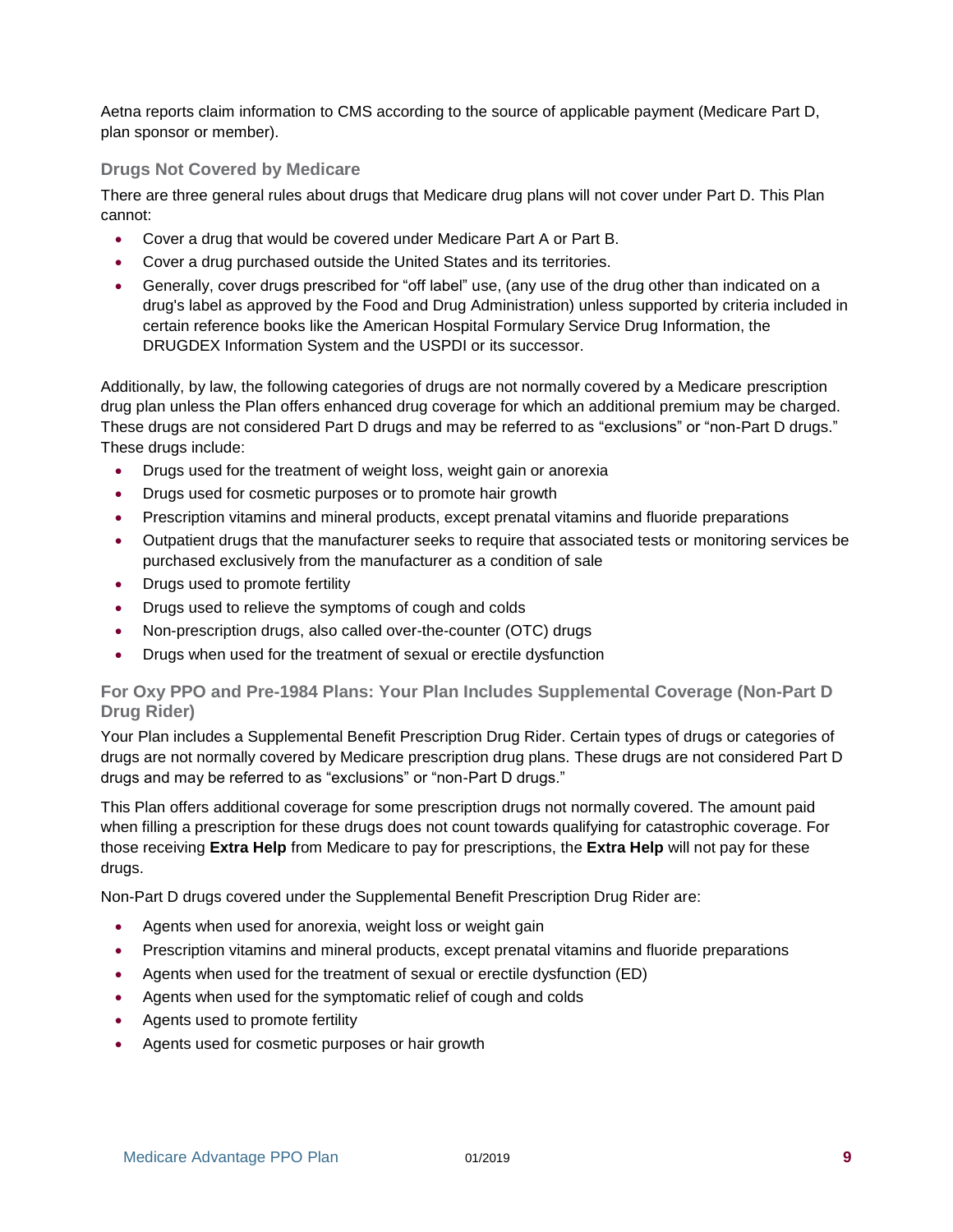Aetna reports claim information to CMS according to the source of applicable payment (Medicare Part D, plan sponsor or member).

### Drugs Not Covered by Medicare

There are three general rules about drugs that Medicare drug plans will not cover under Part D. This Plan cannot:

- Cover a drug that would be covered under Medicare Part A or Part B.
- Cover a drug purchased outside the United States and its territories.
- Generally, cover drugs prescribed for "off label" use, (any use of the drug other than indicated on a drug's label as approved by the Food and Drug Administration) unless supported by criteria included in certain reference books like the American Hospital Formulary Service Drug Information, the DRUGDEX Information System and the USPDI or its successor.

Additionally, by law, the following categories of drugs are not normally covered by a Medicare prescription drug plan unless the Plan offers enhanced drug coverage for which an additional premium may be charged. These drugs are not considered Part D drugs and may be referred to as "exclusions" or "non-Part D drugs." These drugs include:

- Drugs used for the treatment of weight loss, weight gain or anorexia
- Drugs used for cosmetic purposes or to promote hair growth
- Prescription vitamins and mineral products, except prenatal vitamins and fluoride preparations
- Outpatient drugs that the manufacturer seeks to require that associated tests or monitoring services be purchased exclusively from the manufacturer as a condition of sale
- Drugs used to promote fertility
- Drugs used to relieve the symptoms of cough and colds
- Non-prescription drugs, also called over-the-counter (OTC) drugs
- Drugs when used for the treatment of sexual or erectile dysfunction

### For Oxy PPO and Pre-1984 Plans: Your Plan Includes Supplemental Coverage (Non-Part D Drug Rider)

Your Plan includes a Supplemental Benefit Prescription Drug Rider. Certain types of drugs or categories of drugs are not normally covered by Medicare prescription drug plans. These drugs are not considered Part D drugs and may be referred to as "exclusions" or "non-Part D drugs."

This Plan offers additional coverage for some prescription drugs not normally covered. The amount paid when filling a prescription for these drugs does not count towards qualifying for catastrophic coverage. For those receiving **Extra Help** from Medicare to pay for prescriptions, the **Extra Help** will not pay for these drugs.

Non-Part D drugs covered under the Supplemental Benefit Prescription Drug Rider are:

- Agents when used for anorexia, weight loss or weight gain
- Prescription vitamins and mineral products, except prenatal vitamins and fluoride preparations
- Agents when used for the treatment of sexual or erectile dysfunction (ED)
- Agents when used for the symptomatic relief of cough and colds
- Agents used to promote fertility
- Agents used for cosmetic purposes or hair growth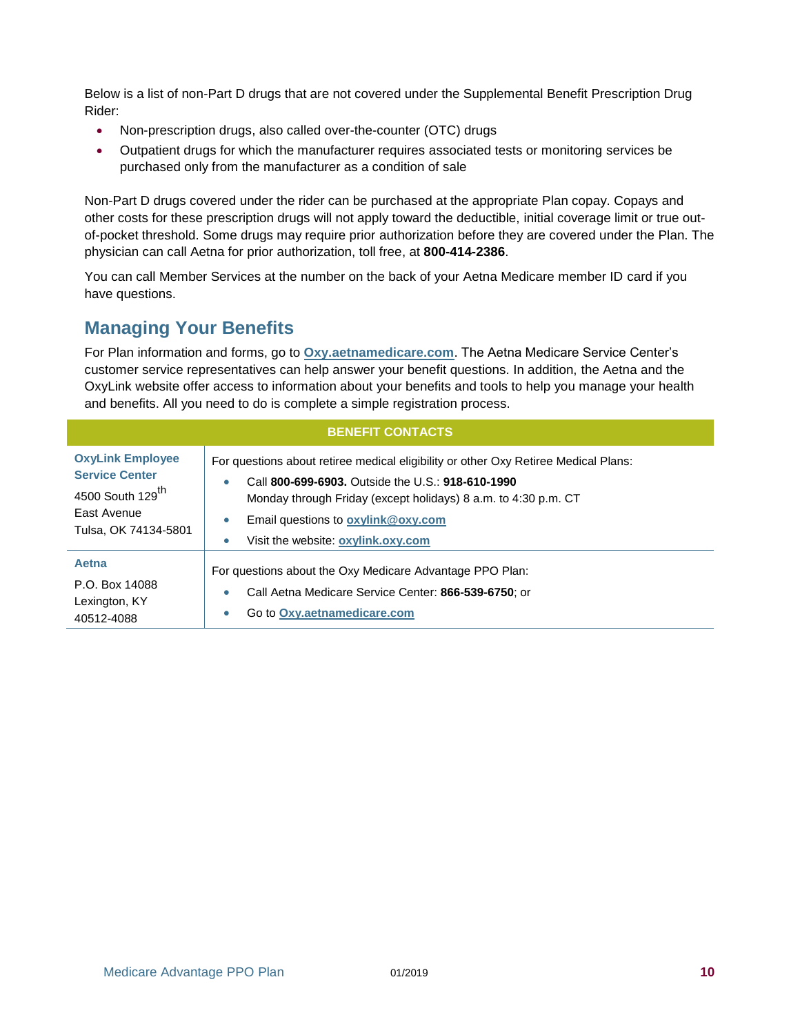Below is a list of non-Part D drugs that are not covered under the Supplemental Benefit Prescription Drug Rider:

- Non-prescription drugs, also called over-the-counter (OTC) drugs
- Outpatient drugs for which the manufacturer requires associated tests or monitoring services be purchased only from the manufacturer as a condition of sale

Non-Part D drugs covered under the rider can be purchased at the appropriate Plan copay. Copays and other costs for these prescription drugs will not apply toward the deductible, initial coverage limit or true out-of-pocket threshold. Some drugs may require prior authorization before they are covered under the Plan. The physician can call Aetna for prior authorization, toll free, at **800-414-2386**.

You can call Member Services at the number on the back of your Aetna Medicare member ID card if you have questions.

## Managing Your Benefits

For Plan information and forms, go to **Oxy.aetnamedicare.com**. The Aetna Medicare Service Center's customer service representatives can help answer your benefit questions. In addition, the Aetna and the OxyLink website offer access to information about your benefits and tools to help you manage your health and benefits. All you need to do is complete a simple registration process.

| BENEFIT CONTACTS | |
|---|---|
| **OxyLink Employee Service Center**<br>4500 South 129th East Avenue<br>Tulsa, OK 74134-5801 | For questions about retiree medical eligibility or other Oxy Retiree Medical Plans:<br>• Call **800-699-6903.** Outside the U.S.: **918-610-1990**<br>Monday through Friday (except holidays) 8 a.m. to 4:30 p.m. CT<br>• Email questions to **oxylink@oxy.com**<br>• Visit the website: **oxylink.oxy.com** |
| **Aetna**<br>P.O. Box 14088<br>Lexington, KY<br>40512-4088 | For questions about the Oxy Medicare Advantage PPO Plan:<br>• Call Aetna Medicare Service Center: **866-539-6750**; or<br>• Go to **Oxy.aetnamedicare.com** |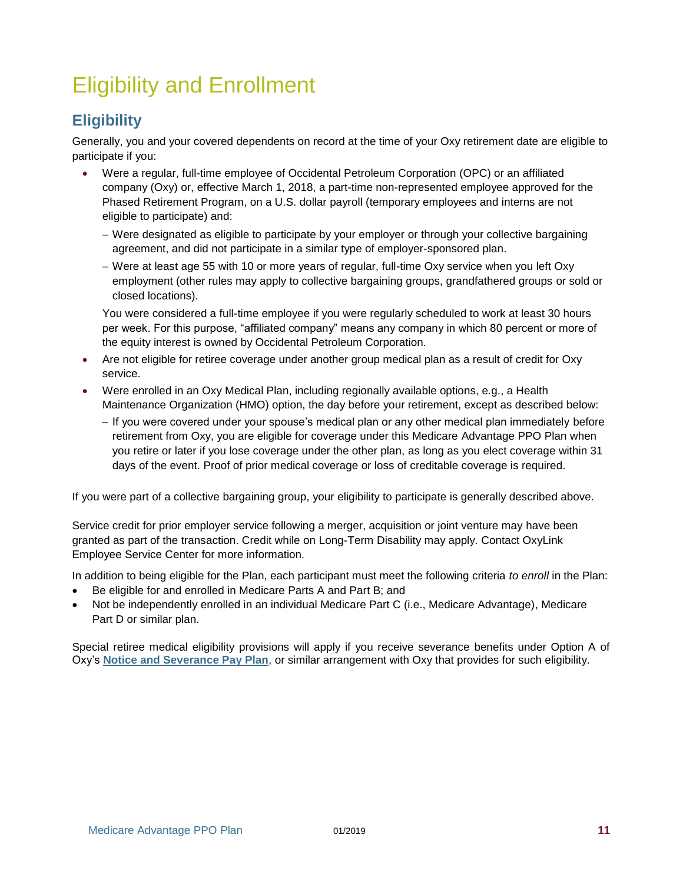# Eligibility and Enrollment

## Eligibility

Generally, you and your covered dependents on record at the time of your Oxy retirement date are eligible to participate if you:

- Were a regular, full-time employee of Occidental Petroleum Corporation (OPC) or an affiliated company (Oxy) or, effective March 1, 2018, a part-time non-represented employee approved for the Phased Retirement Program, on a U.S. dollar payroll (temporary employees and interns are not eligible to participate) and:
  - Were designated as eligible to participate by your employer or through your collective bargaining agreement, and did not participate in a similar type of employer-sponsored plan.
  - Were at least age 55 with 10 or more years of regular, full-time Oxy service when you left Oxy employment (other rules may apply to collective bargaining groups, grandfathered groups or sold or closed locations).

  You were considered a full-time employee if you were regularly scheduled to work at least 30 hours per week. For this purpose, "affiliated company" means any company in which 80 percent or more of the equity interest is owned by Occidental Petroleum Corporation.
- Are not eligible for retiree coverage under another group medical plan as a result of credit for Oxy service.
- Were enrolled in an Oxy Medical Plan, including regionally available options, e.g., a Health Maintenance Organization (HMO) option, the day before your retirement, except as described below:
  - If you were covered under your spouse's medical plan or any other medical plan immediately before retirement from Oxy, you are eligible for coverage under this Medicare Advantage PPO Plan when you retire or later if you lose coverage under the other plan, as long as you elect coverage within 31 days of the event. Proof of prior medical coverage or loss of creditable coverage is required.

If you were part of a collective bargaining group, your eligibility to participate is generally described above.

Service credit for prior employer service following a merger, acquisition or joint venture may have been granted as part of the transaction. Credit while on Long-Term Disability may apply. Contact OxyLink Employee Service Center for more information.

In addition to being eligible for the Plan, each participant must meet the following criteria *to enroll* in the Plan:

- Be eligible for and enrolled in Medicare Parts A and Part B; and
- Not be independently enrolled in an individual Medicare Part C (i.e., Medicare Advantage), Medicare Part D or similar plan.

Special retiree medical eligibility provisions will apply if you receive severance benefits under Option A of Oxy's **Notice and Severance Pay Plan**, or similar arrangement with Oxy that provides for such eligibility.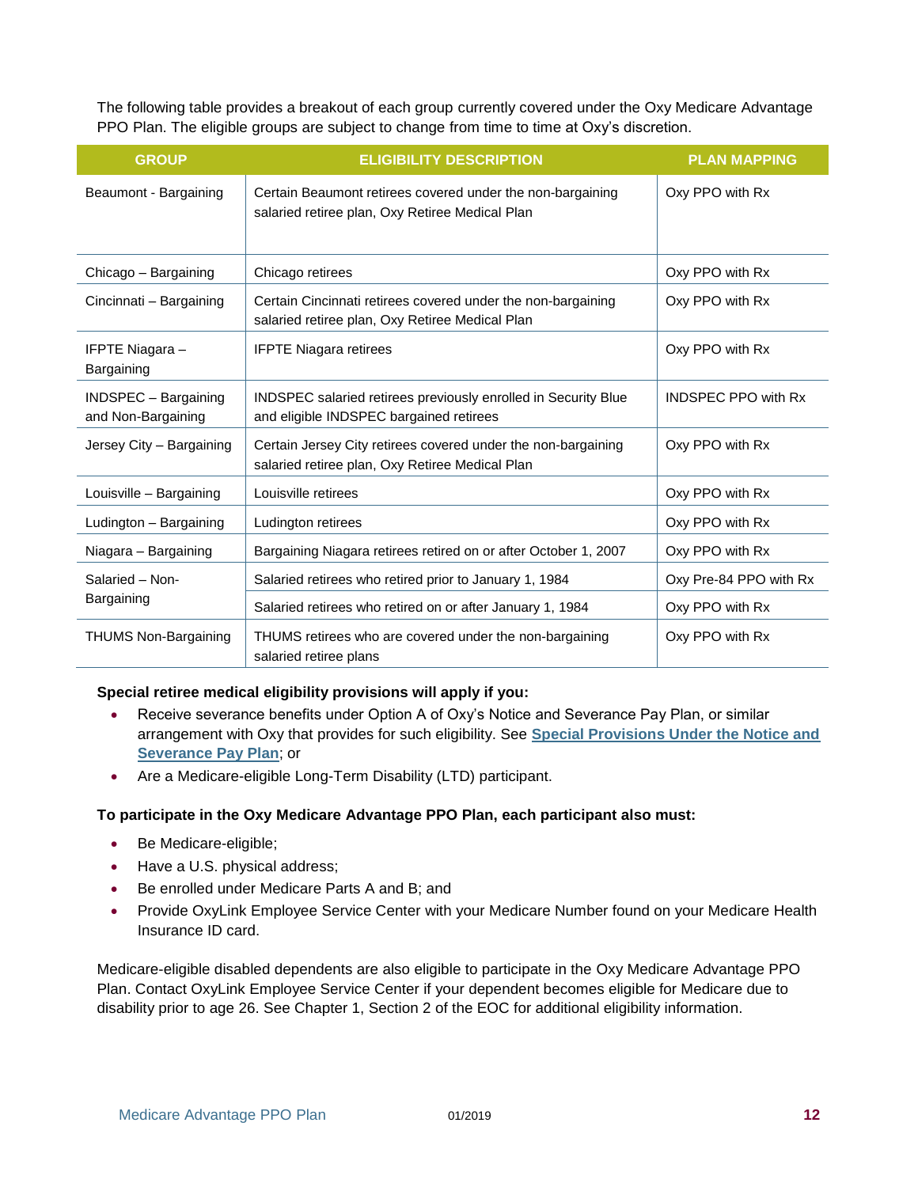The following table provides a breakout of each group currently covered under the Oxy Medicare Advantage PPO Plan. The eligible groups are subject to change from time to time at Oxy's discretion.

| GROUP | ELIGIBILITY DESCRIPTION | PLAN MAPPING |
|---|---|---|
| Beaumont - Bargaining | Certain Beaumont retirees covered under the non-bargaining salaried retiree plan, Oxy Retiree Medical Plan | Oxy PPO with Rx |
| Chicago – Bargaining | Chicago retirees | Oxy PPO with Rx |
| Cincinnati – Bargaining | Certain Cincinnati retirees covered under the non-bargaining salaried retiree plan, Oxy Retiree Medical Plan | Oxy PPO with Rx |
| IFPTE Niagara – Bargaining | IFPTE Niagara retirees | Oxy PPO with Rx |
| INDSPEC – Bargaining and Non-Bargaining | INDSPEC salaried retirees previously enrolled in Security Blue and eligible INDSPEC bargained retirees | INDSPEC PPO with Rx |
| Jersey City – Bargaining | Certain Jersey City retirees covered under the non-bargaining salaried retiree plan, Oxy Retiree Medical Plan | Oxy PPO with Rx |
| Louisville – Bargaining | Louisville retirees | Oxy PPO with Rx |
| Ludington – Bargaining | Ludington retirees | Oxy PPO with Rx |
| Niagara – Bargaining | Bargaining Niagara retirees retired on or after October 1, 2007 | Oxy PPO with Rx |
| Salaried – Non-Bargaining | Salaried retirees who retired prior to January 1, 1984 | Oxy Pre-84 PPO with Rx |
| | Salaried retirees who retired on or after January 1, 1984 | Oxy PPO with Rx |
| THUMS Non-Bargaining | THUMS retirees who are covered under the non-bargaining salaried retiree plans | Oxy PPO with Rx |

**Special retiree medical eligibility provisions will apply if you:**

- Receive severance benefits under Option A of Oxy's Notice and Severance Pay Plan, or similar arrangement with Oxy that provides for such eligibility. See **Special Provisions Under the Notice and Severance Pay Plan**; or
- Are a Medicare-eligible Long-Term Disability (LTD) participant.

**To participate in the Oxy Medicare Advantage PPO Plan, each participant also must:**

- Be Medicare-eligible;
- Have a U.S. physical address;
- Be enrolled under Medicare Parts A and B; and
- Provide OxyLink Employee Service Center with your Medicare Number found on your Medicare Health Insurance ID card.

Medicare-eligible disabled dependents are also eligible to participate in the Oxy Medicare Advantage PPO Plan. Contact OxyLink Employee Service Center if your dependent becomes eligible for Medicare due to disability prior to age 26. See Chapter 1, Section 2 of the EOC for additional eligibility information.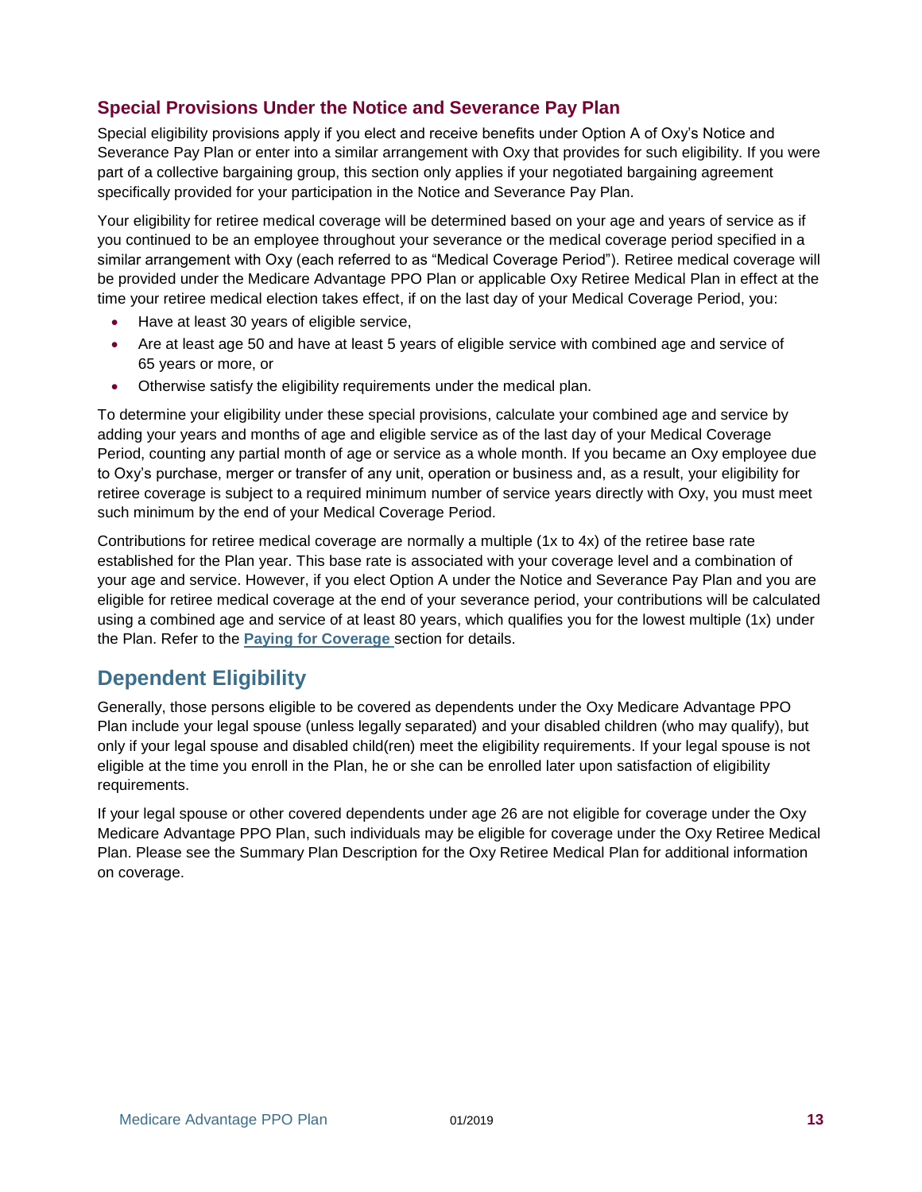### Special Provisions Under the Notice and Severance Pay Plan

Special eligibility provisions apply if you elect and receive benefits under Option A of Oxy's Notice and Severance Pay Plan or enter into a similar arrangement with Oxy that provides for such eligibility. If you were part of a collective bargaining group, this section only applies if your negotiated bargaining agreement specifically provided for your participation in the Notice and Severance Pay Plan.

Your eligibility for retiree medical coverage will be determined based on your age and years of service as if you continued to be an employee throughout your severance or the medical coverage period specified in a similar arrangement with Oxy (each referred to as "Medical Coverage Period"). Retiree medical coverage will be provided under the Medicare Advantage PPO Plan or applicable Oxy Retiree Medical Plan in effect at the time your retiree medical election takes effect, if on the last day of your Medical Coverage Period, you:

- Have at least 30 years of eligible service,
- Are at least age 50 and have at least 5 years of eligible service with combined age and service of 65 years or more, or
- Otherwise satisfy the eligibility requirements under the medical plan.

To determine your eligibility under these special provisions, calculate your combined age and service by adding your years and months of age and eligible service as of the last day of your Medical Coverage Period, counting any partial month of age or service as a whole month. If you became an Oxy employee due to Oxy's purchase, merger or transfer of any unit, operation or business and, as a result, your eligibility for retiree coverage is subject to a required minimum number of service years directly with Oxy, you must meet such minimum by the end of your Medical Coverage Period.

Contributions for retiree medical coverage are normally a multiple (1x to 4x) of the retiree base rate established for the Plan year. This base rate is associated with your coverage level and a combination of your age and service. However, if you elect Option A under the Notice and Severance Pay Plan and you are eligible for retiree medical coverage at the end of your severance period, your contributions will be calculated using a combined age and service of at least 80 years, which qualifies you for the lowest multiple (1x) under the Plan. Refer to the **Paying for Coverage** section for details.

## Dependent Eligibility

Generally, those persons eligible to be covered as dependents under the Oxy Medicare Advantage PPO Plan include your legal spouse (unless legally separated) and your disabled children (who may qualify), but only if your legal spouse and disabled child(ren) meet the eligibility requirements. If your legal spouse is not eligible at the time you enroll in the Plan, he or she can be enrolled later upon satisfaction of eligibility requirements.

If your legal spouse or other covered dependents under age 26 are not eligible for coverage under the Oxy Medicare Advantage PPO Plan, such individuals may be eligible for coverage under the Oxy Retiree Medical Plan. Please see the Summary Plan Description for the Oxy Retiree Medical Plan for additional information on coverage.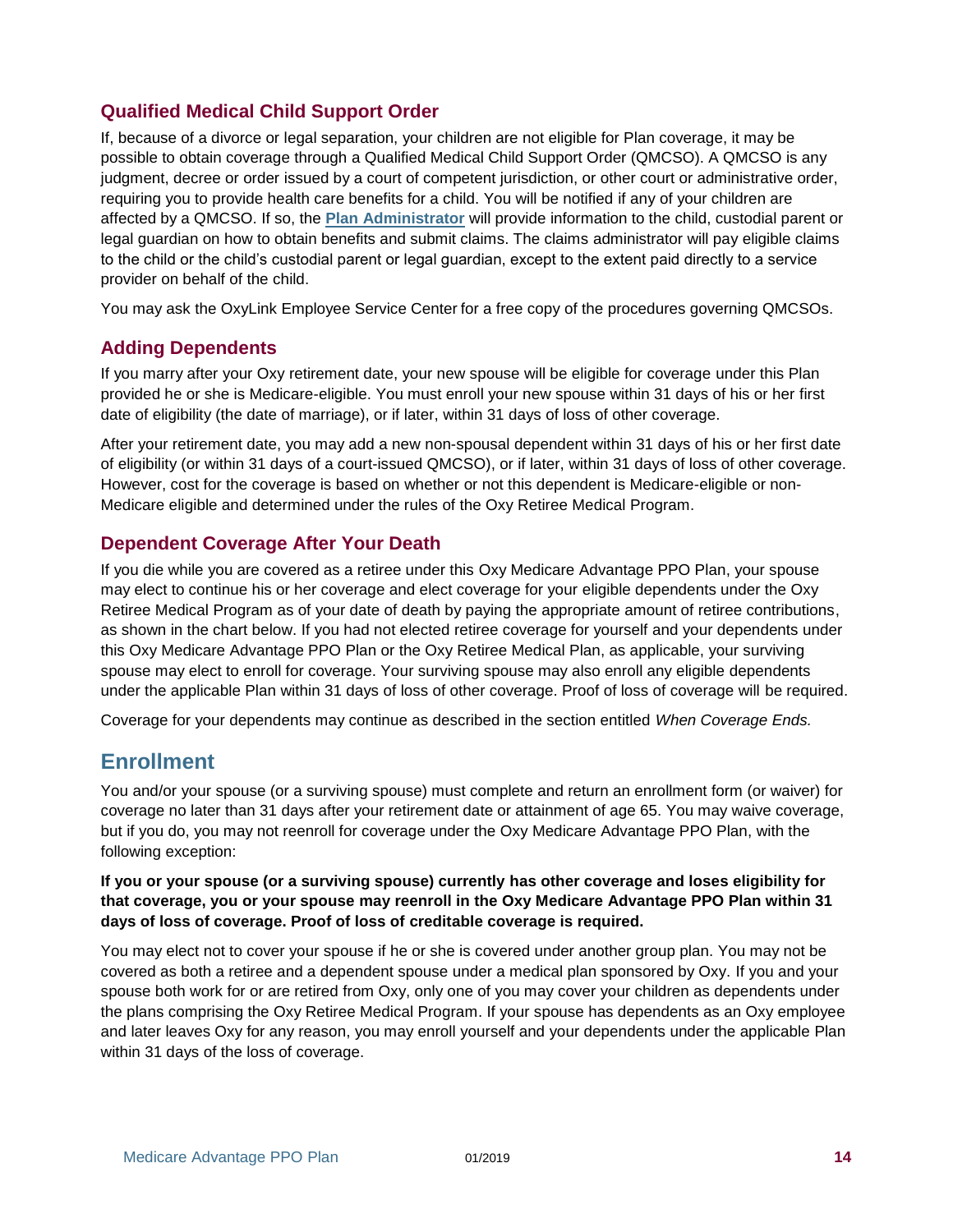### Qualified Medical Child Support Order

If, because of a divorce or legal separation, your children are not eligible for Plan coverage, it may be possible to obtain coverage through a Qualified Medical Child Support Order (QMCSO). A QMCSO is any judgment, decree or order issued by a court of competent jurisdiction, or other court or administrative order, requiring you to provide health care benefits for a child. You will be notified if any of your children are affected by a QMCSO. If so, the **Plan Administrator** will provide information to the child, custodial parent or legal guardian on how to obtain benefits and submit claims. The claims administrator will pay eligible claims to the child or the child's custodial parent or legal guardian, except to the extent paid directly to a service provider on behalf of the child.

You may ask the OxyLink Employee Service Center for a free copy of the procedures governing QMCSOs.

### Adding Dependents

If you marry after your Oxy retirement date, your new spouse will be eligible for coverage under this Plan provided he or she is Medicare-eligible. You must enroll your new spouse within 31 days of his or her first date of eligibility (the date of marriage), or if later, within 31 days of loss of other coverage.

After your retirement date, you may add a new non-spousal dependent within 31 days of his or her first date of eligibility (or within 31 days of a court-issued QMCSO), or if later, within 31 days of loss of other coverage. However, cost for the coverage is based on whether or not this dependent is Medicare-eligible or non-Medicare eligible and determined under the rules of the Oxy Retiree Medical Program.

### Dependent Coverage After Your Death

If you die while you are covered as a retiree under this Oxy Medicare Advantage PPO Plan, your spouse may elect to continue his or her coverage and elect coverage for your eligible dependents under the Oxy Retiree Medical Program as of your date of death by paying the appropriate amount of retiree contributions, as shown in the chart below. If you had not elected retiree coverage for yourself and your dependents under this Oxy Medicare Advantage PPO Plan or the Oxy Retiree Medical Plan, as applicable, your surviving spouse may elect to enroll for coverage. Your surviving spouse may also enroll any eligible dependents under the applicable Plan within 31 days of loss of other coverage. Proof of loss of coverage will be required.

Coverage for your dependents may continue as described in the section entitled *When Coverage Ends.*

## Enrollment

You and/or your spouse (or a surviving spouse) must complete and return an enrollment form (or waiver) for coverage no later than 31 days after your retirement date or attainment of age 65. You may waive coverage, but if you do, you may not reenroll for coverage under the Oxy Medicare Advantage PPO Plan, with the following exception:

**If you or your spouse (or a surviving spouse) currently has other coverage and loses eligibility for that coverage, you or your spouse may reenroll in the Oxy Medicare Advantage PPO Plan within 31 days of loss of coverage. Proof of loss of creditable coverage is required.**

You may elect not to cover your spouse if he or she is covered under another group plan. You may not be covered as both a retiree and a dependent spouse under a medical plan sponsored by Oxy. If you and your spouse both work for or are retired from Oxy, only one of you may cover your children as dependents under the plans comprising the Oxy Retiree Medical Program. If your spouse has dependents as an Oxy employee and later leaves Oxy for any reason, you may enroll yourself and your dependents under the applicable Plan within 31 days of the loss of coverage.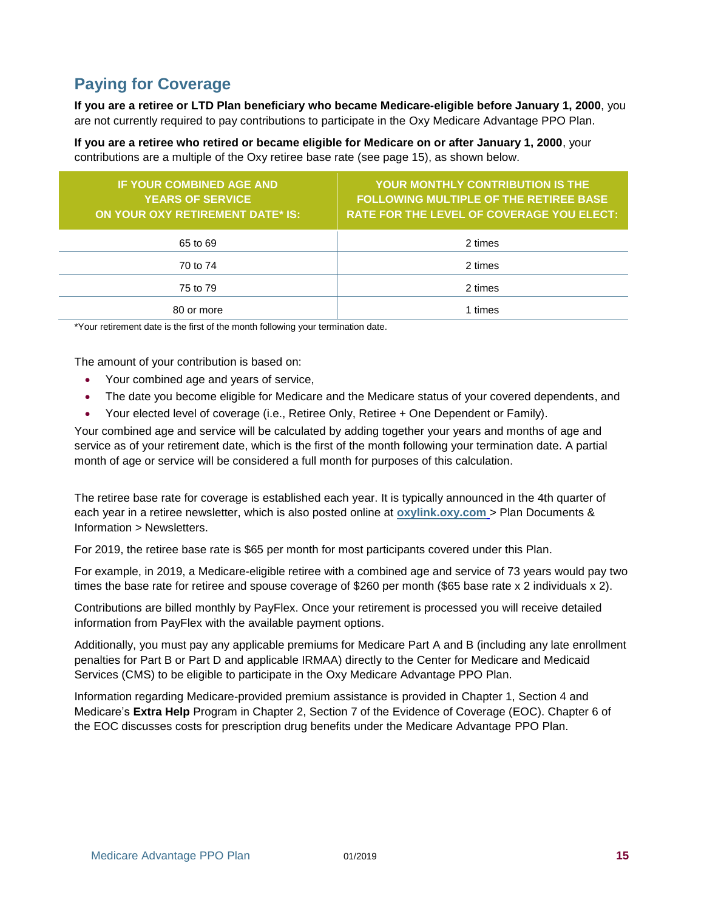## Paying for Coverage

**If you are a retiree or LTD Plan beneficiary who became Medicare-eligible before January 1, 2000**, you are not currently required to pay contributions to participate in the Oxy Medicare Advantage PPO Plan.

**If you are a retiree who retired or became eligible for Medicare on or after January 1, 2000**, your contributions are a multiple of the Oxy retiree base rate (see page 15), as shown below.

| IF YOUR COMBINED AGE AND YEARS OF SERVICE ON YOUR OXY RETIREMENT DATE* IS: | YOUR MONTHLY CONTRIBUTION IS THE FOLLOWING MULTIPLE OF THE RETIREE BASE RATE FOR THE LEVEL OF COVERAGE YOU ELECT: |
|---|---|
| 65 to 69 | 2 times |
| 70 to 74 | 2 times |
| 75 to 79 | 2 times |
| 80 or more | 1 times |

*Your retirement date is the first of the month following your termination date.

The amount of your contribution is based on:

- Your combined age and years of service,
- The date you become eligible for Medicare and the Medicare status of your covered dependents, and
- Your elected level of coverage (i.e., Retiree Only, Retiree + One Dependent or Family).

Your combined age and service will be calculated by adding together your years and months of age and service as of your retirement date, which is the first of the month following your termination date. A partial month of age or service will be considered a full month for purposes of this calculation.

The retiree base rate for coverage is established each year. It is typically announced in the 4th quarter of each year in a retiree newsletter, which is also posted online at **oxylink.oxy.com** > Plan Documents & Information > Newsletters.

For 2019, the retiree base rate is $65 per month for most participants covered under this Plan.

For example, in 2019, a Medicare-eligible retiree with a combined age and service of 73 years would pay two times the base rate for retiree and spouse coverage of $260 per month ($65 base rate x 2 individuals x 2).

Contributions are billed monthly by PayFlex. Once your retirement is processed you will receive detailed information from PayFlex with the available payment options.

Additionally, you must pay any applicable premiums for Medicare Part A and B (including any late enrollment penalties for Part B or Part D and applicable IRMAA) directly to the Center for Medicare and Medicaid Services (CMS) to be eligible to participate in the Oxy Medicare Advantage PPO Plan.

Information regarding Medicare-provided premium assistance is provided in Chapter 1, Section 4 and Medicare's **Extra Help** Program in Chapter 2, Section 7 of the Evidence of Coverage (EOC). Chapter 6 of the EOC discusses costs for prescription drug benefits under the Medicare Advantage PPO Plan.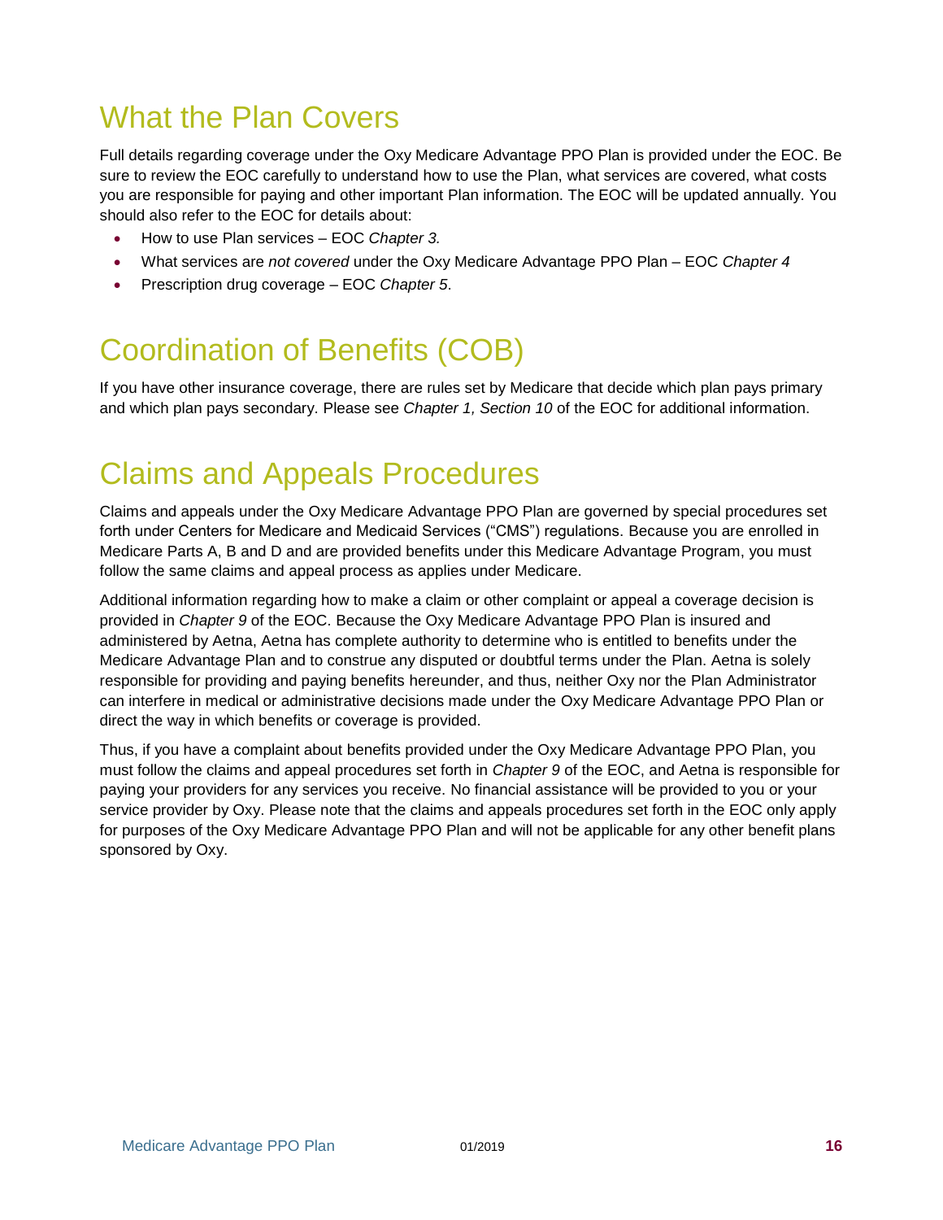# What the Plan Covers

Full details regarding coverage under the Oxy Medicare Advantage PPO Plan is provided under the EOC. Be sure to review the EOC carefully to understand how to use the Plan, what services are covered, what costs you are responsible for paying and other important Plan information. The EOC will be updated annually. You should also refer to the EOC for details about:

- How to use Plan services – EOC *Chapter 3.*
- What services are *not covered* under the Oxy Medicare Advantage PPO Plan – EOC *Chapter 4*
- Prescription drug coverage – EOC *Chapter 5*.

# Coordination of Benefits (COB)

If you have other insurance coverage, there are rules set by Medicare that decide which plan pays primary and which plan pays secondary. Please see *Chapter 1, Section 10* of the EOC for additional information.

# Claims and Appeals Procedures

Claims and appeals under the Oxy Medicare Advantage PPO Plan are governed by special procedures set forth under Centers for Medicare and Medicaid Services ("CMS") regulations. Because you are enrolled in Medicare Parts A, B and D and are provided benefits under this Medicare Advantage Program, you must follow the same claims and appeal process as applies under Medicare.

Additional information regarding how to make a claim or other complaint or appeal a coverage decision is provided in *Chapter 9* of the EOC. Because the Oxy Medicare Advantage PPO Plan is insured and administered by Aetna, Aetna has complete authority to determine who is entitled to benefits under the Medicare Advantage Plan and to construe any disputed or doubtful terms under the Plan. Aetna is solely responsible for providing and paying benefits hereunder, and thus, neither Oxy nor the Plan Administrator can interfere in medical or administrative decisions made under the Oxy Medicare Advantage PPO Plan or direct the way in which benefits or coverage is provided.

Thus, if you have a complaint about benefits provided under the Oxy Medicare Advantage PPO Plan, you must follow the claims and appeal procedures set forth in *Chapter 9* of the EOC, and Aetna is responsible for paying your providers for any services you receive. No financial assistance will be provided to you or your service provider by Oxy. Please note that the claims and appeals procedures set forth in the EOC only apply for purposes of the Oxy Medicare Advantage PPO Plan and will not be applicable for any other benefit plans sponsored by Oxy.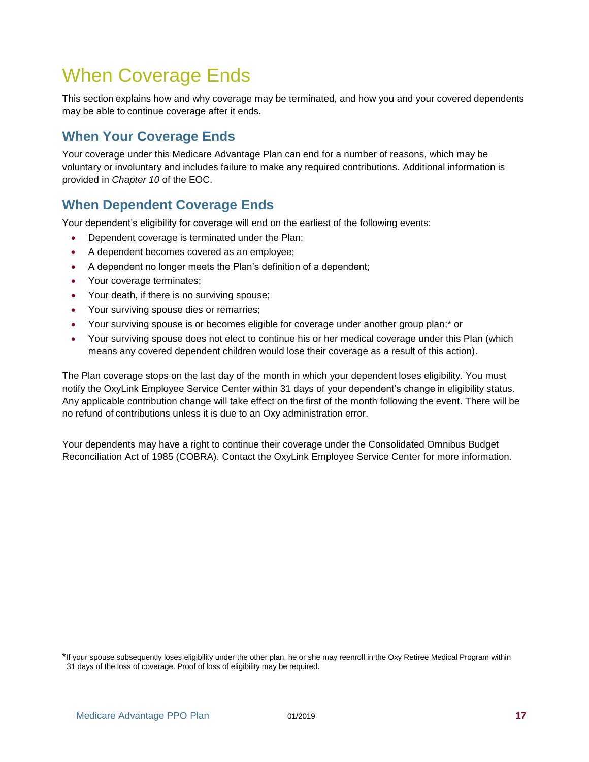# When Coverage Ends

This section explains how and why coverage may be terminated, and how you and your covered dependents may be able to continue coverage after it ends.

## When Your Coverage Ends

Your coverage under this Medicare Advantage Plan can end for a number of reasons, which may be voluntary or involuntary and includes failure to make any required contributions. Additional information is provided in *Chapter 10* of the EOC.

## When Dependent Coverage Ends

Your dependent's eligibility for coverage will end on the earliest of the following events:

- Dependent coverage is terminated under the Plan;
- A dependent becomes covered as an employee;
- A dependent no longer meets the Plan's definition of a dependent;
- Your coverage terminates;
- Your death, if there is no surviving spouse;
- Your surviving spouse dies or remarries;
- Your surviving spouse is or becomes eligible for coverage under another group plan;* or
- Your surviving spouse does not elect to continue his or her medical coverage under this Plan (which means any covered dependent children would lose their coverage as a result of this action).

The Plan coverage stops on the last day of the month in which your dependent loses eligibility. You must notify the OxyLink Employee Service Center within 31 days of your dependent's change in eligibility status. Any applicable contribution change will take effect on the first of the month following the event. There will be no refund of contributions unless it is due to an Oxy administration error.

Your dependents may have a right to continue their coverage under the Consolidated Omnibus Budget Reconciliation Act of 1985 (COBRA). Contact the OxyLink Employee Service Center for more information.

*If your spouse subsequently loses eligibility under the other plan, he or she may reenroll in the Oxy Retiree Medical Program within 31 days of the loss of coverage. Proof of loss of eligibility may be required.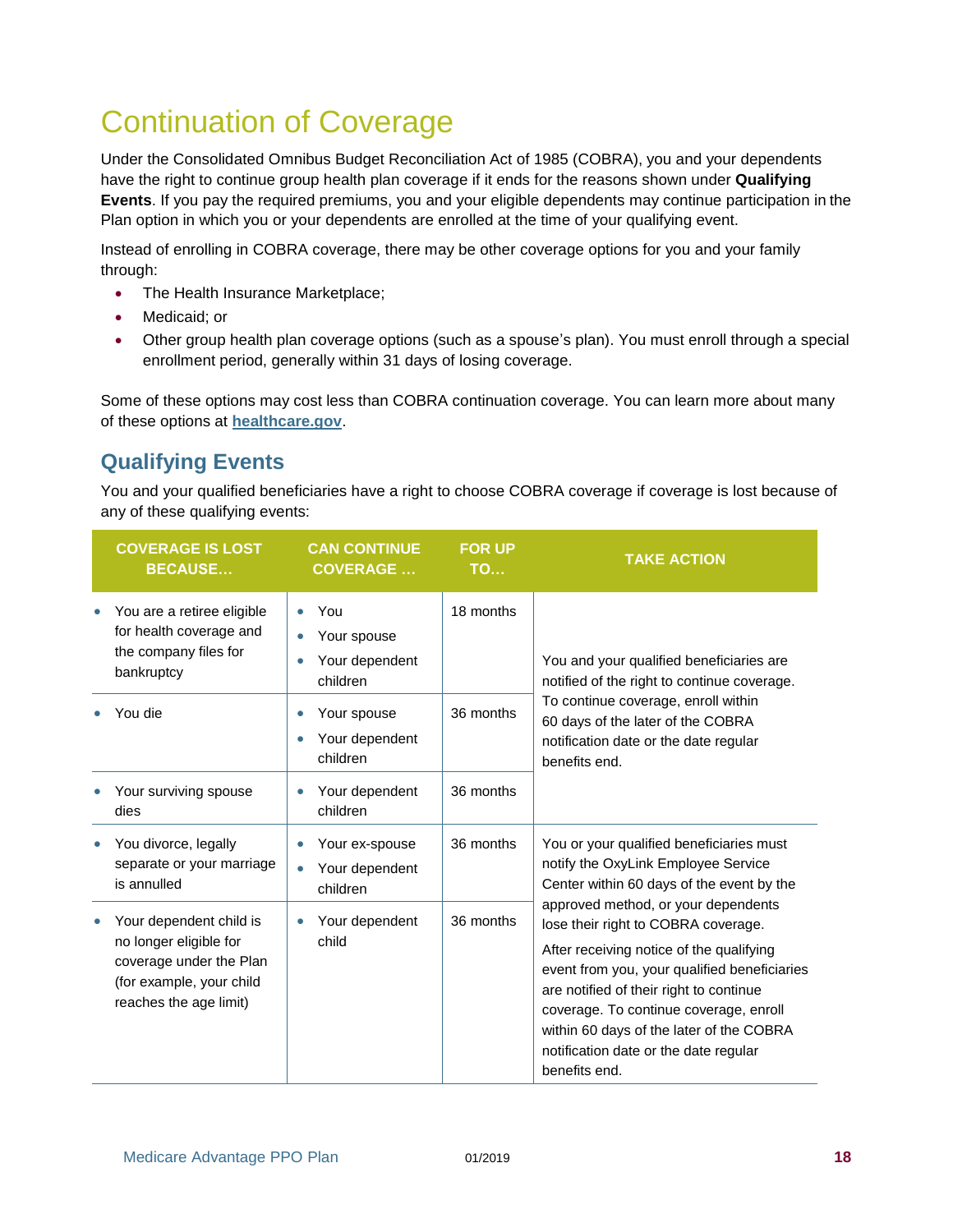# Continuation of Coverage

Under the Consolidated Omnibus Budget Reconciliation Act of 1985 (COBRA), you and your dependents have the right to continue group health plan coverage if it ends for the reasons shown under **Qualifying Events**. If you pay the required premiums, you and your eligible dependents may continue participation in the Plan option in which you or your dependents are enrolled at the time of your qualifying event.

Instead of enrolling in COBRA coverage, there may be other coverage options for you and your family through:

- The Health Insurance Marketplace;
- Medicaid; or
- Other group health plan coverage options (such as a spouse's plan). You must enroll through a special enrollment period, generally within 31 days of losing coverage.

Some of these options may cost less than COBRA continuation coverage. You can learn more about many of these options at **healthcare.gov**.

## Qualifying Events

You and your qualified beneficiaries have a right to choose COBRA coverage if coverage is lost because of any of these qualifying events:

| COVERAGE IS LOST BECAUSE… | CAN CONTINUE COVERAGE … | FOR UP TO… | TAKE ACTION |
|---|---|---|---|
| • You are a retiree eligible for health coverage and the company files for bankruptcy | • You<br>• Your spouse<br>• Your dependent children | 18 months | You and your qualified beneficiaries are notified of the right to continue coverage. To continue coverage, enroll within 60 days of the later of the COBRA notification date or the date regular benefits end. |
| • You die | • Your spouse<br>• Your dependent children | 36 months | |
| • Your surviving spouse dies | • Your dependent children | 36 months | |
| • You divorce, legally separate or your marriage is annulled | • Your ex-spouse<br>• Your dependent children | 36 months | You or your qualified beneficiaries must notify the OxyLink Employee Service Center within 60 days of the event by the approved method, or your dependents lose their right to COBRA coverage.<br><br>After receiving notice of the qualifying event from you, your qualified beneficiaries are notified of their right to continue coverage. To continue coverage, enroll within 60 days of the later of the COBRA notification date or the date regular benefits end. |
| • Your dependent child is no longer eligible for coverage under the Plan (for example, your child reaches the age limit) | • Your dependent child | 36 months | |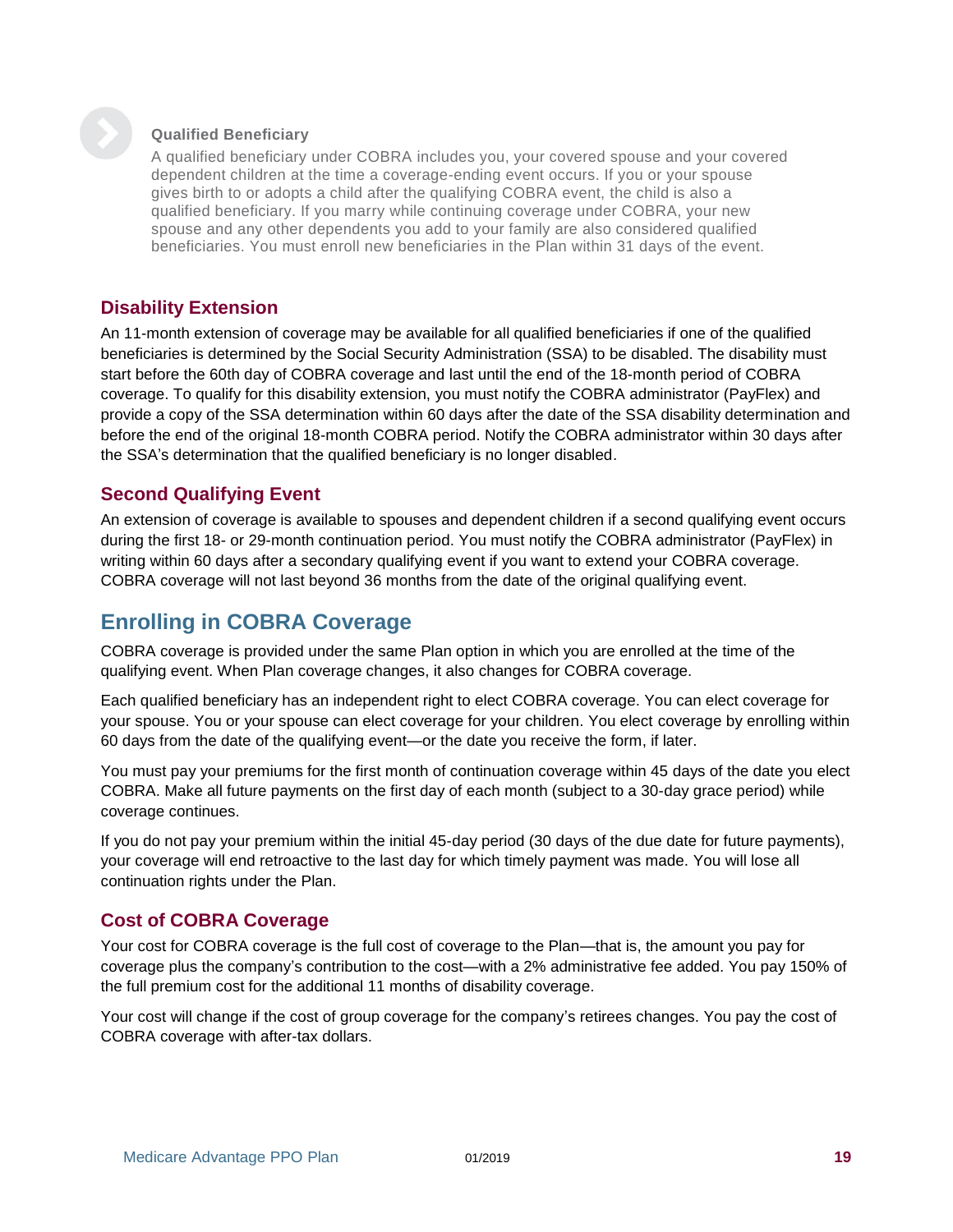**Qualified Beneficiary**

A qualified beneficiary under COBRA includes you, your covered spouse and your covered dependent children at the time a coverage-ending event occurs. If you or your spouse gives birth to or adopts a child after the qualifying COBRA event, the child is also a qualified beneficiary. If you marry while continuing coverage under COBRA, your new spouse and any other dependents you add to your family are also considered qualified beneficiaries. You must enroll new beneficiaries in the Plan within 31 days of the event.

### Disability Extension

An 11-month extension of coverage may be available for all qualified beneficiaries if one of the qualified beneficiaries is determined by the Social Security Administration (SSA) to be disabled. The disability must start before the 60th day of COBRA coverage and last until the end of the 18-month period of COBRA coverage. To qualify for this disability extension, you must notify the COBRA administrator (PayFlex) and provide a copy of the SSA determination within 60 days after the date of the SSA disability determination and before the end of the original 18-month COBRA period. Notify the COBRA administrator within 30 days after the SSA's determination that the qualified beneficiary is no longer disabled.

### Second Qualifying Event

An extension of coverage is available to spouses and dependent children if a second qualifying event occurs during the first 18- or 29-month continuation period. You must notify the COBRA administrator (PayFlex) in writing within 60 days after a secondary qualifying event if you want to extend your COBRA coverage. COBRA coverage will not last beyond 36 months from the date of the original qualifying event.

## Enrolling in COBRA Coverage

COBRA coverage is provided under the same Plan option in which you are enrolled at the time of the qualifying event. When Plan coverage changes, it also changes for COBRA coverage.

Each qualified beneficiary has an independent right to elect COBRA coverage. You can elect coverage for your spouse. You or your spouse can elect coverage for your children. You elect coverage by enrolling within 60 days from the date of the qualifying event—or the date you receive the form, if later.

You must pay your premiums for the first month of continuation coverage within 45 days of the date you elect COBRA. Make all future payments on the first day of each month (subject to a 30-day grace period) while coverage continues.

If you do not pay your premium within the initial 45-day period (30 days of the due date for future payments), your coverage will end retroactive to the last day for which timely payment was made. You will lose all continuation rights under the Plan.

### Cost of COBRA Coverage

Your cost for COBRA coverage is the full cost of coverage to the Plan—that is, the amount you pay for coverage plus the company's contribution to the cost—with a 2% administrative fee added. You pay 150% of the full premium cost for the additional 11 months of disability coverage.

Your cost will change if the cost of group coverage for the company's retirees changes. You pay the cost of COBRA coverage with after-tax dollars.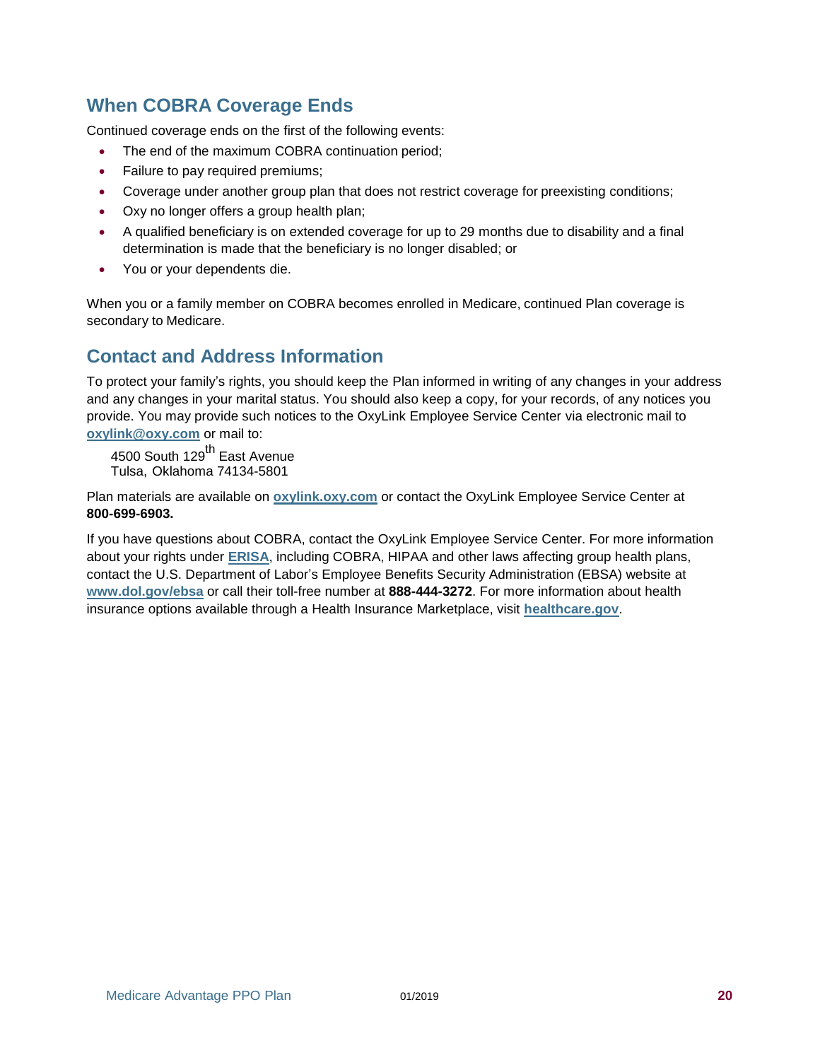## When COBRA Coverage Ends

Continued coverage ends on the first of the following events:

- The end of the maximum COBRA continuation period;
- Failure to pay required premiums;
- Coverage under another group plan that does not restrict coverage for preexisting conditions;
- Oxy no longer offers a group health plan;
- A qualified beneficiary is on extended coverage for up to 29 months due to disability and a final determination is made that the beneficiary is no longer disabled; or
- You or your dependents die.

When you or a family member on COBRA becomes enrolled in Medicare, continued Plan coverage is secondary to Medicare.

## Contact and Address Information

To protect your family's rights, you should keep the Plan informed in writing of any changes in your address and any changes in your marital status. You should also keep a copy, for your records, of any notices you provide. You may provide such notices to the OxyLink Employee Service Center via electronic mail to **oxylink@oxy.com** or mail to:

4500 South 129th East Avenue
Tulsa, Oklahoma 74134-5801

Plan materials are available on **oxylink.oxy.com** or contact the OxyLink Employee Service Center at **800-699-6903.**

If you have questions about COBRA, contact the OxyLink Employee Service Center. For more information about your rights under **ERISA**, including COBRA, HIPAA and other laws affecting group health plans, contact the U.S. Department of Labor's Employee Benefits Security Administration (EBSA) website at **www.dol.gov/ebsa** or call their toll-free number at **888-444-3272**. For more information about health insurance options available through a Health Insurance Marketplace, visit **healthcare.gov**.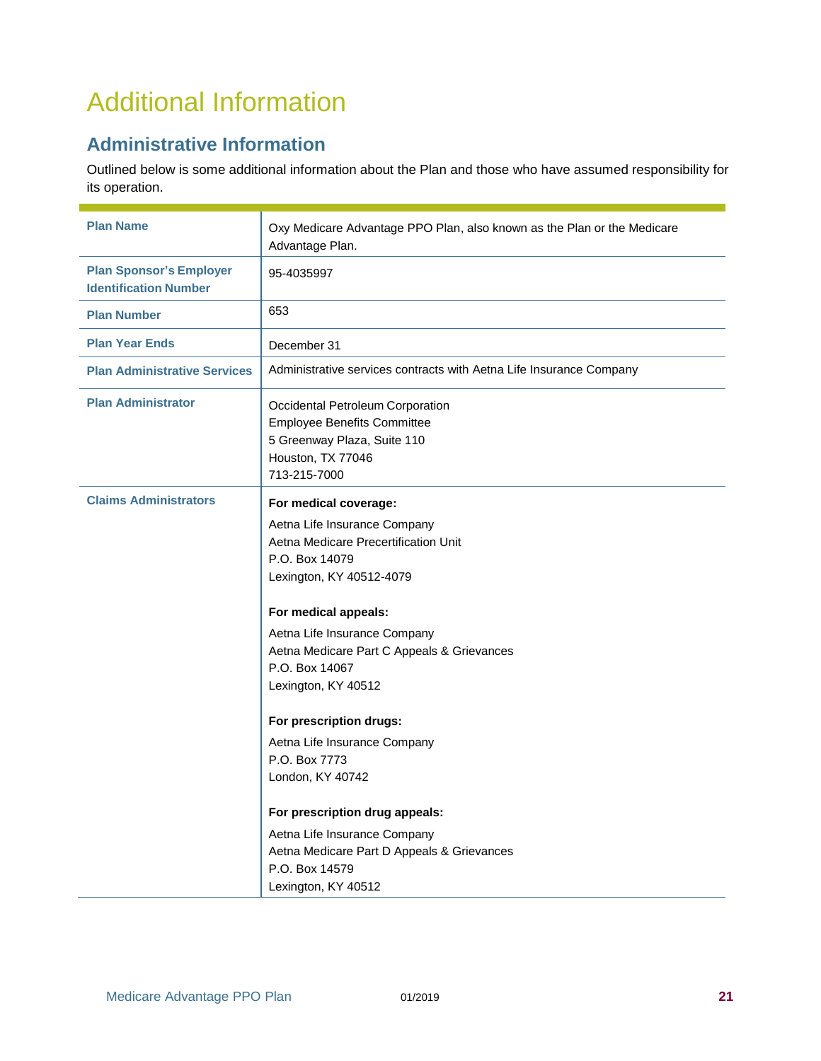# Additional Information

## Administrative Information

Outlined below is some additional information about the Plan and those who have assumed responsibility for its operation.

| | |
|---|---|
| **Plan Name** | Oxy Medicare Advantage PPO Plan, also known as the Plan or the Medicare Advantage Plan. |
| **Plan Sponsor's Employer Identification Number** | 95-4035997 |
| **Plan Number** | 653 |
| **Plan Year Ends** | December 31 |
| **Plan Administrative Services** | Administrative services contracts with Aetna Life Insurance Company |
| **Plan Administrator** | Occidental Petroleum Corporation<br>Employee Benefits Committee<br>5 Greenway Plaza, Suite 110<br>Houston, TX 77046<br>713-215-7000 |
| **Claims Administrators** | **For medical coverage:**<br>Aetna Life Insurance Company<br>Aetna Medicare Precertification Unit<br>P.O. Box 14079<br>Lexington, KY 40512-4079<br><br>**For medical appeals:**<br>Aetna Life Insurance Company<br>Aetna Medicare Part C Appeals & Grievances<br>P.O. Box 14067<br>Lexington, KY 40512<br><br>**For prescription drugs:**<br>Aetna Life Insurance Company<br>P.O. Box 7773<br>London, KY 40742<br><br>**For prescription drug appeals:**<br>Aetna Life Insurance Company<br>Aetna Medicare Part D Appeals & Grievances<br>P.O. Box 14579<br>Lexington, KY 40512 |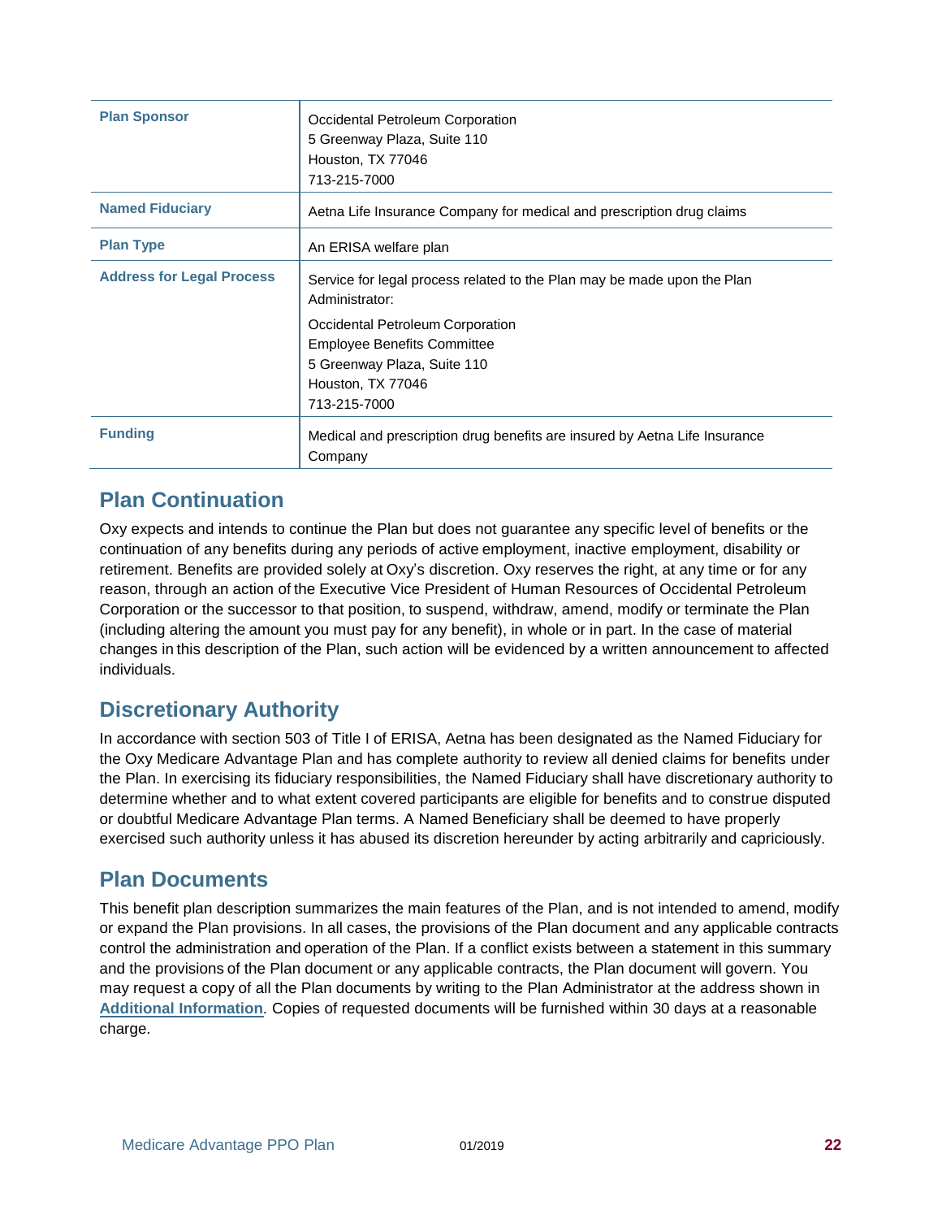| | |
|---|---|
| **Plan Sponsor** | Occidental Petroleum Corporation<br>5 Greenway Plaza, Suite 110<br>Houston, TX 77046<br>713-215-7000 |
| **Named Fiduciary** | Aetna Life Insurance Company for medical and prescription drug claims |
| **Plan Type** | An ERISA welfare plan |
| **Address for Legal Process** | Service for legal process related to the Plan may be made upon the Plan Administrator:<br>Occidental Petroleum Corporation<br>Employee Benefits Committee<br>5 Greenway Plaza, Suite 110<br>Houston, TX 77046<br>713-215-7000 |
| **Funding** | Medical and prescription drug benefits are insured by Aetna Life Insurance Company |

## Plan Continuation

Oxy expects and intends to continue the Plan but does not guarantee any specific level of benefits or the continuation of any benefits during any periods of active employment, inactive employment, disability or retirement. Benefits are provided solely at Oxy's discretion. Oxy reserves the right, at any time or for any reason, through an action of the Executive Vice President of Human Resources of Occidental Petroleum Corporation or the successor to that position, to suspend, withdraw, amend, modify or terminate the Plan (including altering the amount you must pay for any benefit), in whole or in part. In the case of material changes in this description of the Plan, such action will be evidenced by a written announcement to affected individuals.

## Discretionary Authority

In accordance with section 503 of Title I of ERISA, Aetna has been designated as the Named Fiduciary for the Oxy Medicare Advantage Plan and has complete authority to review all denied claims for benefits under the Plan. In exercising its fiduciary responsibilities, the Named Fiduciary shall have discretionary authority to determine whether and to what extent covered participants are eligible for benefits and to construe disputed or doubtful Medicare Advantage Plan terms. A Named Beneficiary shall be deemed to have properly exercised such authority unless it has abused its discretion hereunder by acting arbitrarily and capriciously.

## Plan Documents

This benefit plan description summarizes the main features of the Plan, and is not intended to amend, modify or expand the Plan provisions. In all cases, the provisions of the Plan document and any applicable contracts control the administration and operation of the Plan. If a conflict exists between a statement in this summary and the provisions of the Plan document or any applicable contracts, the Plan document will govern. You may request a copy of all the Plan documents by writing to the Plan Administrator at the address shown in **Additional Information**. Copies of requested documents will be furnished within 30 days at a reasonable charge.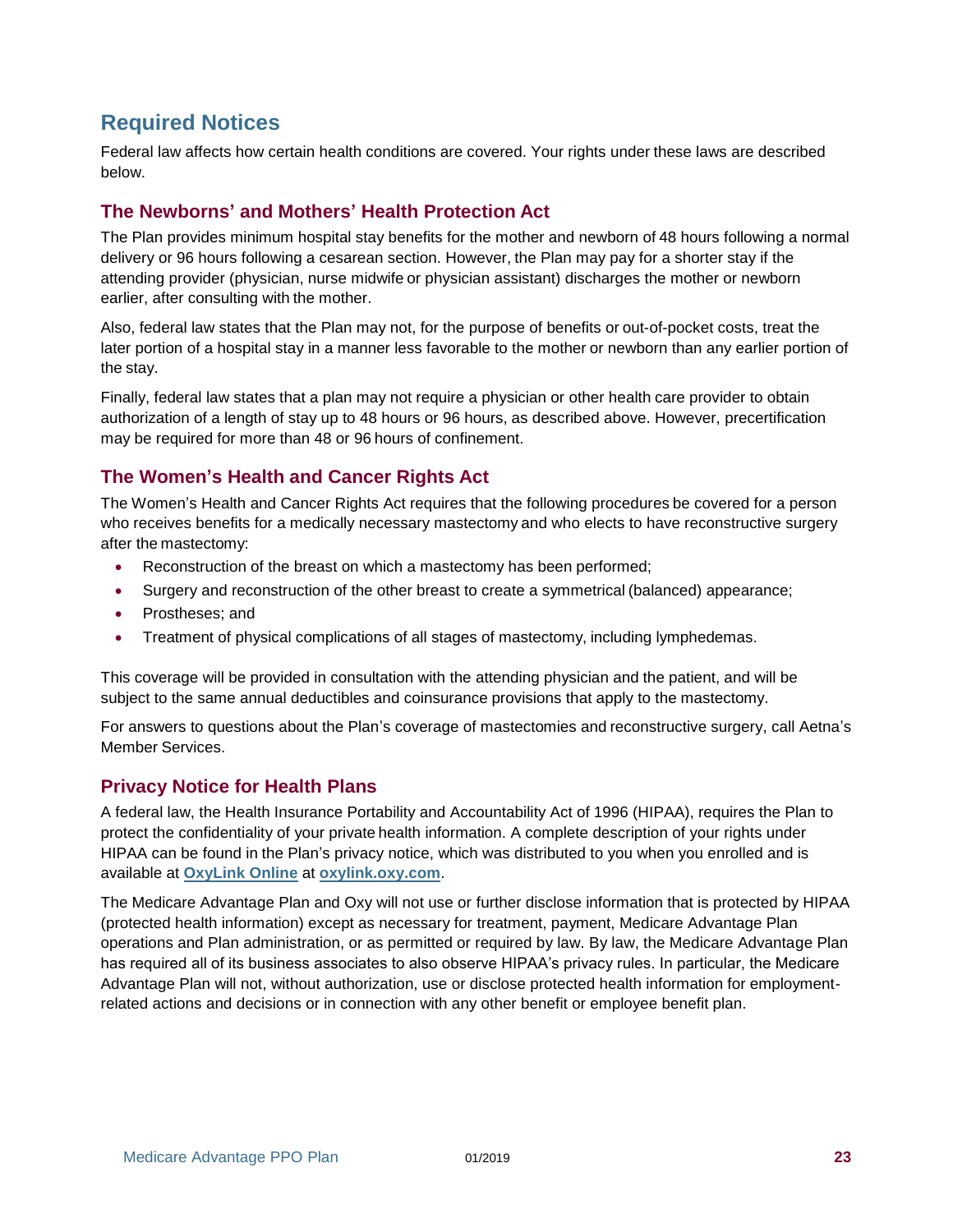## Required Notices

Federal law affects how certain health conditions are covered. Your rights under these laws are described below.

### The Newborns' and Mothers' Health Protection Act

The Plan provides minimum hospital stay benefits for the mother and newborn of 48 hours following a normal delivery or 96 hours following a cesarean section. However, the Plan may pay for a shorter stay if the attending provider (physician, nurse midwife or physician assistant) discharges the mother or newborn earlier, after consulting with the mother.

Also, federal law states that the Plan may not, for the purpose of benefits or out-of-pocket costs, treat the later portion of a hospital stay in a manner less favorable to the mother or newborn than any earlier portion of the stay.

Finally, federal law states that a plan may not require a physician or other health care provider to obtain authorization of a length of stay up to 48 hours or 96 hours, as described above. However, precertification may be required for more than 48 or 96 hours of confinement.

### The Women's Health and Cancer Rights Act

The Women's Health and Cancer Rights Act requires that the following procedures be covered for a person who receives benefits for a medically necessary mastectomy and who elects to have reconstructive surgery after the mastectomy:

- Reconstruction of the breast on which a mastectomy has been performed;
- Surgery and reconstruction of the other breast to create a symmetrical (balanced) appearance;
- Prostheses; and
- Treatment of physical complications of all stages of mastectomy, including lymphedemas.

This coverage will be provided in consultation with the attending physician and the patient, and will be subject to the same annual deductibles and coinsurance provisions that apply to the mastectomy.

For answers to questions about the Plan's coverage of mastectomies and reconstructive surgery, call Aetna's Member Services.

### Privacy Notice for Health Plans

A federal law, the Health Insurance Portability and Accountability Act of 1996 (HIPAA), requires the Plan to protect the confidentiality of your private health information. A complete description of your rights under HIPAA can be found in the Plan's privacy notice, which was distributed to you when you enrolled and is available at **OxyLink Online** at **oxylink.oxy.com**.

The Medicare Advantage Plan and Oxy will not use or further disclose information that is protected by HIPAA (protected health information) except as necessary for treatment, payment, Medicare Advantage Plan operations and Plan administration, or as permitted or required by law. By law, the Medicare Advantage Plan has required all of its business associates to also observe HIPAA's privacy rules. In particular, the Medicare Advantage Plan will not, without authorization, use or disclose protected health information for employment-related actions and decisions or in connection with any other benefit or employee benefit plan.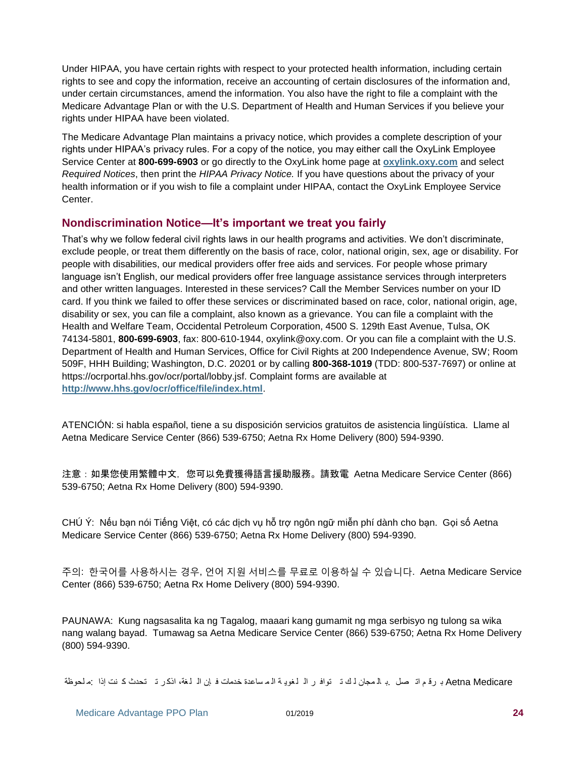Under HIPAA, you have certain rights with respect to your protected health information, including certain rights to see and copy the information, receive an accounting of certain disclosures of the information and, under certain circumstances, amend the information. You also have the right to file a complaint with the Medicare Advantage Plan or with the U.S. Department of Health and Human Services if you believe your rights under HIPAA have been violated.

The Medicare Advantage Plan maintains a privacy notice, which provides a complete description of your rights under HIPAA's privacy rules. For a copy of the notice, you may either call the OxyLink Employee Service Center at **800-699-6903** or go directly to the OxyLink home page at **oxylink.oxy.com** and select *Required Notices*, then print the *HIPAA Privacy Notice.* If you have questions about the privacy of your health information or if you wish to file a complaint under HIPAA, contact the OxyLink Employee Service Center.

## Nondiscrimination Notice—It's important we treat you fairly

That's why we follow federal civil rights laws in our health programs and activities. We don't discriminate, exclude people, or treat them differently on the basis of race, color, national origin, sex, age or disability. For people with disabilities, our medical providers offer free aids and services. For people whose primary language isn't English, our medical providers offer free language assistance services through interpreters and other written languages. Interested in these services? Call the Member Services number on your ID card. If you think we failed to offer these services or discriminated based on race, color, national origin, age, disability or sex, you can file a complaint, also known as a grievance. You can file a complaint with the Health and Welfare Team, Occidental Petroleum Corporation, 4500 S. 129th East Avenue, Tulsa, OK 74134-5801, **800-699-6903**, fax: 800-610-1944, oxylink@oxy.com. Or you can file a complaint with the U.S. Department of Health and Human Services, Office for Civil Rights at 200 Independence Avenue, SW; Room 509F, HHH Building; Washington, D.C. 20201 or by calling **800-368-1019** (TDD: 800-537-7697) or online at https://ocrportal.hhs.gov/ocr/portal/lobby.jsf. Complaint forms are available at **http://www.hhs.gov/ocr/office/file/index.html**.

ATENCIÓN: si habla español, tiene a su disposición servicios gratuitos de asistencia lingüística. Llame al Aetna Medicare Service Center (866) 539-6750; Aetna Rx Home Delivery (800) 594-9390.

注意：如果您使用繁體中文，您可以免費獲得語言援助服務。請致電 Aetna Medicare Service Center (866) 539-6750; Aetna Rx Home Delivery (800) 594-9390.

CHÚ Ý: Nếu bạn nói Tiếng Việt, có các dịch vụ hỗ trợ ngôn ngữ miễn phí dành cho bạn. Gọi số Aetna Medicare Service Center (866) 539-6750; Aetna Rx Home Delivery (800) 594-9390.

주의: 한국어를 사용하시는 경우, 언어 지원 서비스를 무료로 이용하실 수 있습니다. Aetna Medicare Service Center (866) 539-6750; Aetna Rx Home Delivery (800) 594-9390.

PAUNAWA: Kung nagsasalita ka ng Tagalog, maaari kang gumamit ng mga serbisyo ng tulong sa wika nang walang bayad. Tumawag sa Aetna Medicare Service Center (866) 539-6750; Aetna Rx Home Delivery (800) 594-9390.

ملحوظة: إذا كنت تتحدث اذكر اللغة، فإن خدمات المساعدة اللغوية تتوافر لك بالمجان. اتصل برقم Aetna Medicare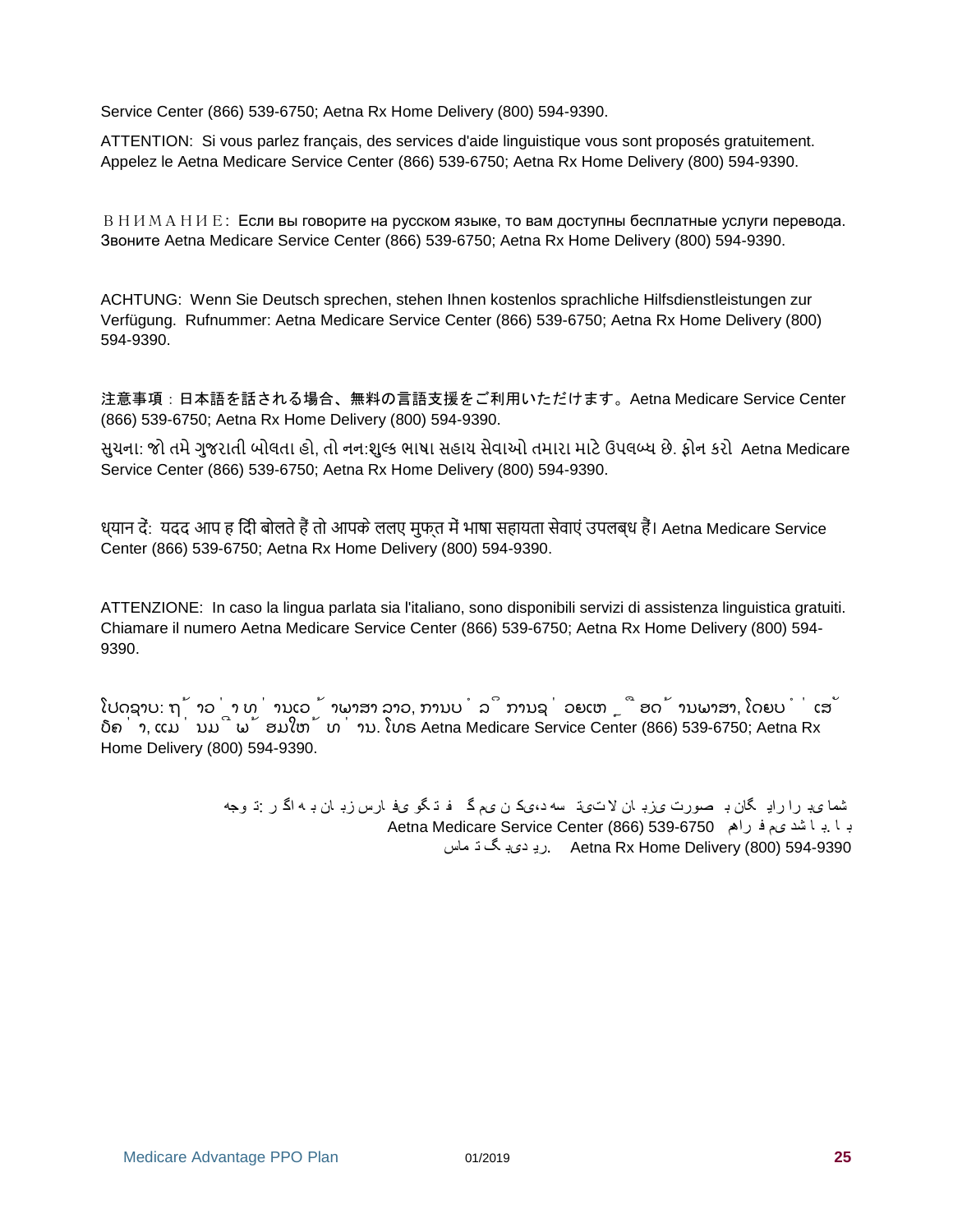Service Center (866) 539-6750; Aetna Rx Home Delivery (800) 594-9390.

ATTENTION: Si vous parlez français, des services d'aide linguistique vous sont proposés gratuitement. Appelez le Aetna Medicare Service Center (866) 539-6750; Aetna Rx Home Delivery (800) 594-9390.

ВНИМАНИЕ: Если вы говорите на русском языке, то вам доступны бесплатные услуги перевода. Звоните Aetna Medicare Service Center (866) 539-6750; Aetna Rx Home Delivery (800) 594-9390.

ACHTUNG: Wenn Sie Deutsch sprechen, stehen Ihnen kostenlos sprachliche Hilfsdienstleistungen zur Verfügung. Rufnummer: Aetna Medicare Service Center (866) 539-6750; Aetna Rx Home Delivery (800) 594-9390.

注意事項：日本語を話される場合、無料の言語支援をご利用いただけます。Aetna Medicare Service Center (866) 539-6750; Aetna Rx Home Delivery (800) 594-9390.

સુચના: જો તમે ગુજરાતી બોલતા હો, તો નન:શુલ્ક ભાષા સહાય સેવાઓ તમારા માટે ઉપલબ્ધ છે. ફોન કરો Aetna Medicare Service Center (866) 539-6750; Aetna Rx Home Delivery (800) 594-9390.

ध्यान दें: यदद आप ह दिंी बोलते हैं तो आपके ललए मुफ्त में भाषा सहायता सेवाएं उपलब्ध हैं। Aetna Medicare Service Center (866) 539-6750; Aetna Rx Home Delivery (800) 594-9390.

ATTENZIONE: In caso la lingua parlata sia l'italiano, sono disponibili servizi di assistenza linguistica gratuiti. Chiamare il numero Aetna Medicare Service Center (866) 539-6750; Aetna Rx Home Delivery (800) 594-9390.

ໂປດຊາບ: ຖ້າວ່າ ທ່ານເວົ້າພາສາ ລາວ, ການບໍລິການຊ່ວຍເຫຼືອດ້ານພາສາ, ໂດຍບໍ່ເສັຽຄ່າ, ແມ່ນມີພ້ອມໃຫ້ທ່ານ. ໂທຣ Aetna Medicare Service Center (866) 539-6750; Aetna Rx Home Delivery (800) 594-9390.

توجه: اگر به زبان فارسی گفتگو می کنید، تسهیلات زبانی بصورت رایگان برای شما فراهم می باشد Aetna Medicare Service Center (866) 539-6750 Aetna Rx Home Delivery (800) 594-9390. تماس بگیرید.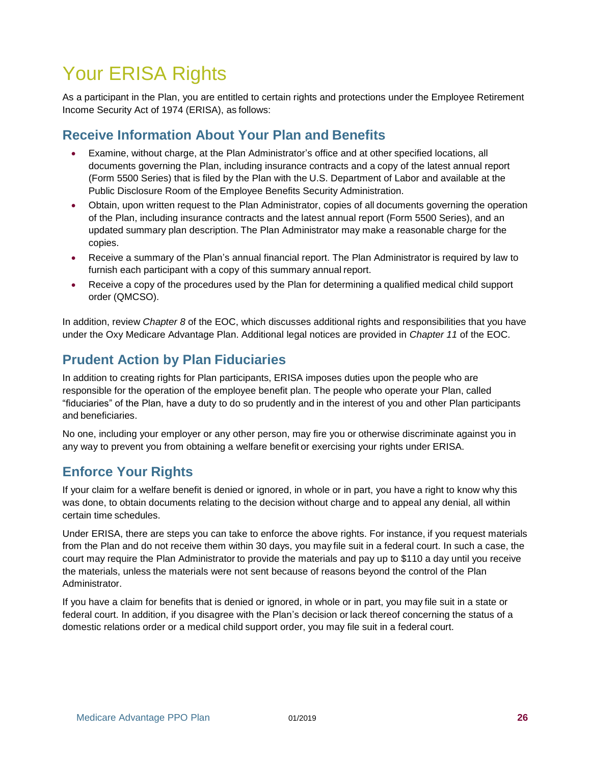# Your ERISA Rights

As a participant in the Plan, you are entitled to certain rights and protections under the Employee Retirement Income Security Act of 1974 (ERISA), as follows:

## Receive Information About Your Plan and Benefits

- Examine, without charge, at the Plan Administrator's office and at other specified locations, all documents governing the Plan, including insurance contracts and a copy of the latest annual report (Form 5500 Series) that is filed by the Plan with the U.S. Department of Labor and available at the Public Disclosure Room of the Employee Benefits Security Administration.
- Obtain, upon written request to the Plan Administrator, copies of all documents governing the operation of the Plan, including insurance contracts and the latest annual report (Form 5500 Series), and an updated summary plan description. The Plan Administrator may make a reasonable charge for the copies.
- Receive a summary of the Plan's annual financial report. The Plan Administrator is required by law to furnish each participant with a copy of this summary annual report.
- Receive a copy of the procedures used by the Plan for determining a qualified medical child support order (QMCSO).

In addition, review *Chapter 8* of the EOC, which discusses additional rights and responsibilities that you have under the Oxy Medicare Advantage Plan. Additional legal notices are provided in *Chapter 11* of the EOC.

## Prudent Action by Plan Fiduciaries

In addition to creating rights for Plan participants, ERISA imposes duties upon the people who are responsible for the operation of the employee benefit plan. The people who operate your Plan, called "fiduciaries" of the Plan, have a duty to do so prudently and in the interest of you and other Plan participants and beneficiaries.

No one, including your employer or any other person, may fire you or otherwise discriminate against you in any way to prevent you from obtaining a welfare benefit or exercising your rights under ERISA.

## Enforce Your Rights

If your claim for a welfare benefit is denied or ignored, in whole or in part, you have a right to know why this was done, to obtain documents relating to the decision without charge and to appeal any denial, all within certain time schedules.

Under ERISA, there are steps you can take to enforce the above rights. For instance, if you request materials from the Plan and do not receive them within 30 days, you may file suit in a federal court. In such a case, the court may require the Plan Administrator to provide the materials and pay up to $110 a day until you receive the materials, unless the materials were not sent because of reasons beyond the control of the Plan Administrator.

If you have a claim for benefits that is denied or ignored, in whole or in part, you may file suit in a state or federal court. In addition, if you disagree with the Plan's decision or lack thereof concerning the status of a domestic relations order or a medical child support order, you may file suit in a federal court.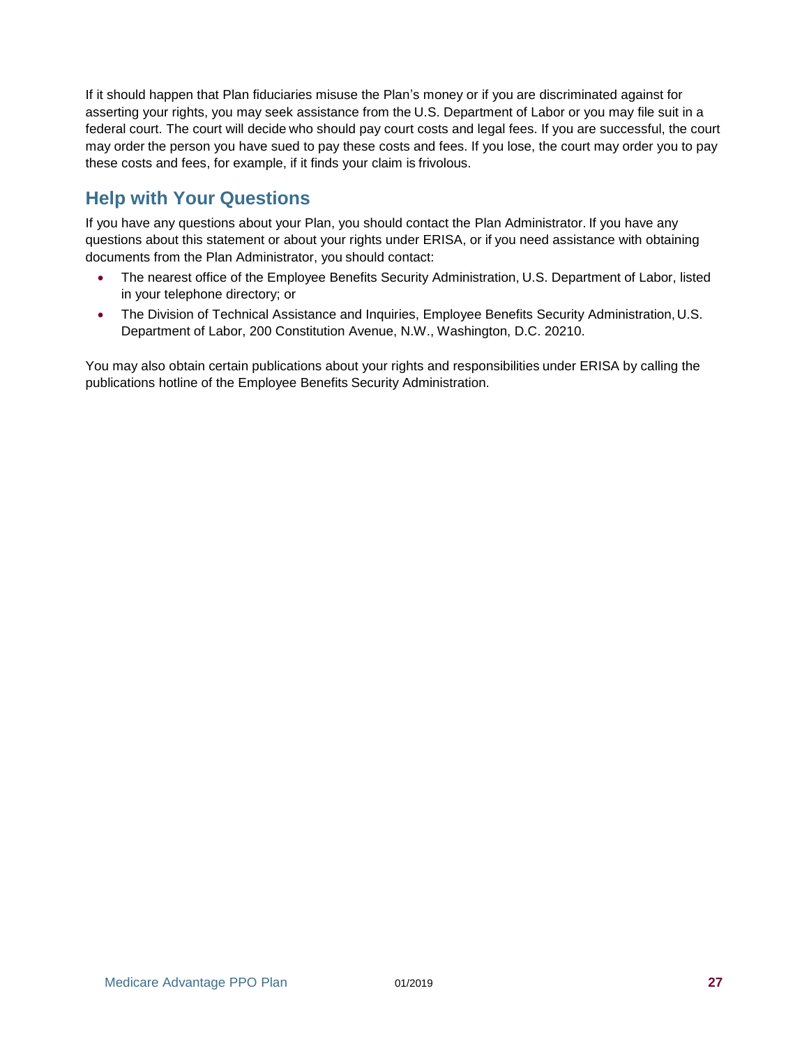If it should happen that Plan fiduciaries misuse the Plan's money or if you are discriminated against for asserting your rights, you may seek assistance from the U.S. Department of Labor or you may file suit in a federal court. The court will decide who should pay court costs and legal fees. If you are successful, the court may order the person you have sued to pay these costs and fees. If you lose, the court may order you to pay these costs and fees, for example, if it finds your claim is frivolous.

## Help with Your Questions

If you have any questions about your Plan, you should contact the Plan Administrator. If you have any questions about this statement or about your rights under ERISA, or if you need assistance with obtaining documents from the Plan Administrator, you should contact:

- The nearest office of the Employee Benefits Security Administration, U.S. Department of Labor, listed in your telephone directory; or
- The Division of Technical Assistance and Inquiries, Employee Benefits Security Administration, U.S. Department of Labor, 200 Constitution Avenue, N.W., Washington, D.C. 20210.

You may also obtain certain publications about your rights and responsibilities under ERISA by calling the publications hotline of the Employee Benefits Security Administration.